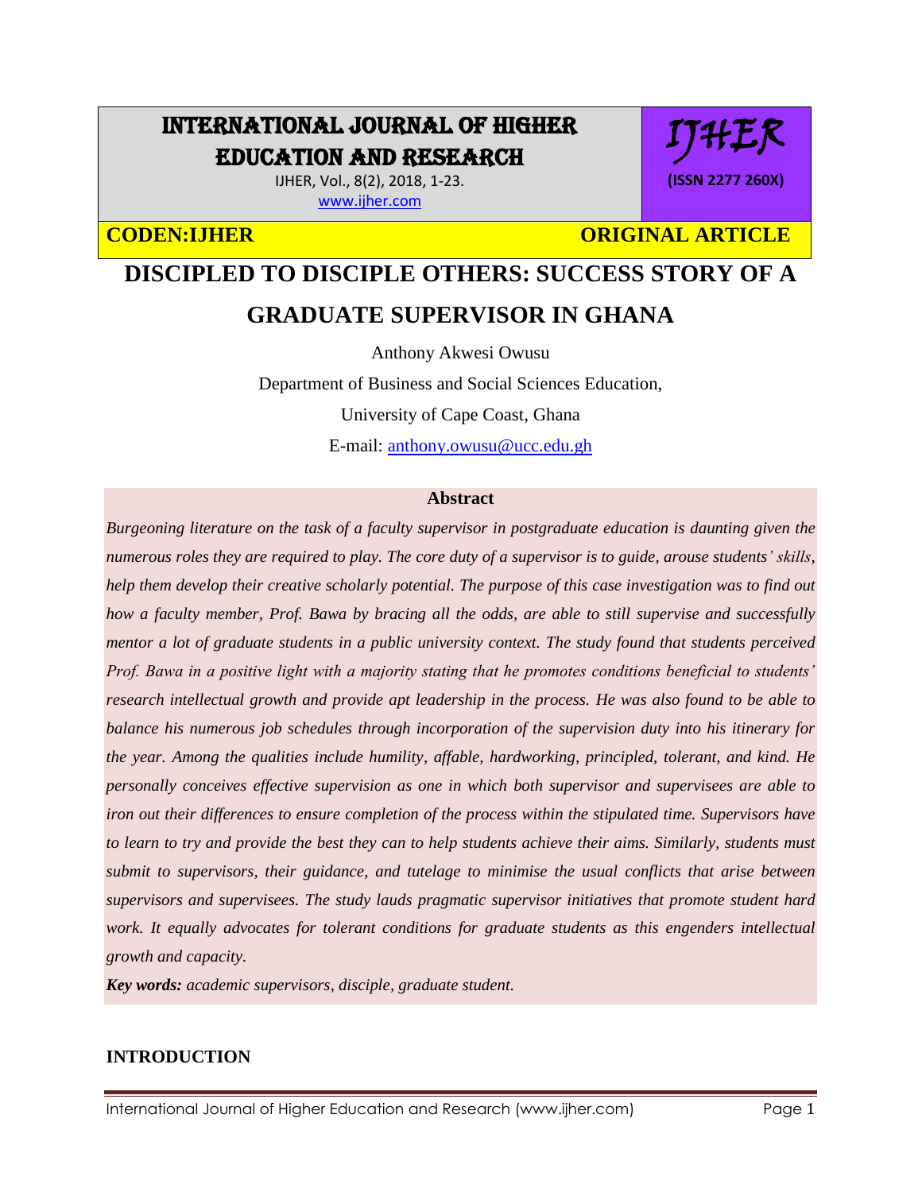# DISCIPLED TO DISCIPLE OTHERS: SUCCESS STORY OF A GRADUATE SUPERVISOR IN GHANA

Anthony Akwesi Owusu

Department of Business and Social Sciences Education,

University of Cape Coast, Ghana

E-mail: anthony.owusu@ucc.edu.gh

## Abstract

*Burgeoning literature on the task of a faculty supervisor in postgraduate education is daunting given the numerous roles they are required to play. The core duty of a supervisor is to guide, arouse students' skills, help them develop their creative scholarly potential. The purpose of this case investigation was to find out how a faculty member, Prof. Bawa by bracing all the odds, are able to still supervise and successfully mentor a lot of graduate students in a public university context. The study found that students perceived Prof. Bawa in a positive light with a majority stating that he promotes conditions beneficial to students' research intellectual growth and provide apt leadership in the process. He was also found to be able to balance his numerous job schedules through incorporation of the supervision duty into his itinerary for the year. Among the qualities include humility, affable, hardworking, principled, tolerant, and kind. He personally conceives effective supervision as one in which both supervisor and supervisees are able to iron out their differences to ensure completion of the process within the stipulated time. Supervisors have to learn to try and provide the best they can to help students achieve their aims. Similarly, students must submit to supervisors, their guidance, and tutelage to minimise the usual conflicts that arise between supervisors and supervisees. The study lauds pragmatic supervisor initiatives that promote student hard work. It equally advocates for tolerant conditions for graduate students as this engenders intellectual growth and capacity.*

***Key words:*** *academic supervisors, disciple, graduate student.*

## INTRODUCTION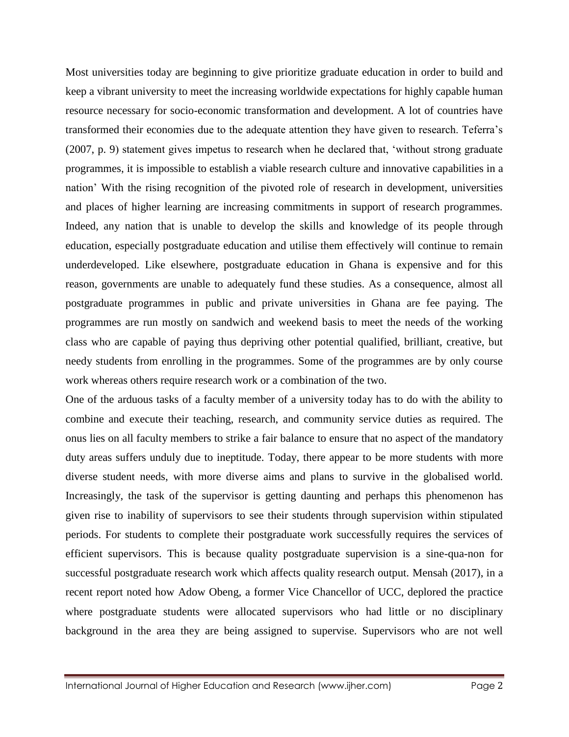Most universities today are beginning to give prioritize graduate education in order to build and keep a vibrant university to meet the increasing worldwide expectations for highly capable human resource necessary for socio-economic transformation and development. A lot of countries have transformed their economies due to the adequate attention they have given to research. Teferra's (2007, p. 9) statement gives impetus to research when he declared that, 'without strong graduate programmes, it is impossible to establish a viable research culture and innovative capabilities in a nation' With the rising recognition of the pivoted role of research in development, universities and places of higher learning are increasing commitments in support of research programmes. Indeed, any nation that is unable to develop the skills and knowledge of its people through education, especially postgraduate education and utilise them effectively will continue to remain underdeveloped. Like elsewhere, postgraduate education in Ghana is expensive and for this reason, governments are unable to adequately fund these studies. As a consequence, almost all postgraduate programmes in public and private universities in Ghana are fee paying. The programmes are run mostly on sandwich and weekend basis to meet the needs of the working class who are capable of paying thus depriving other potential qualified, brilliant, creative, but needy students from enrolling in the programmes. Some of the programmes are by only course work whereas others require research work or a combination of the two.

One of the arduous tasks of a faculty member of a university today has to do with the ability to combine and execute their teaching, research, and community service duties as required. The onus lies on all faculty members to strike a fair balance to ensure that no aspect of the mandatory duty areas suffers unduly due to ineptitude. Today, there appear to be more students with more diverse student needs, with more diverse aims and plans to survive in the globalised world. Increasingly, the task of the supervisor is getting daunting and perhaps this phenomenon has given rise to inability of supervisors to see their students through supervision within stipulated periods. For students to complete their postgraduate work successfully requires the services of efficient supervisors. This is because quality postgraduate supervision is a sine-qua-non for successful postgraduate research work which affects quality research output. Mensah (2017), in a recent report noted how Adow Obeng, a former Vice Chancellor of UCC, deplored the practice where postgraduate students were allocated supervisors who had little or no disciplinary background in the area they are being assigned to supervise. Supervisors who are not well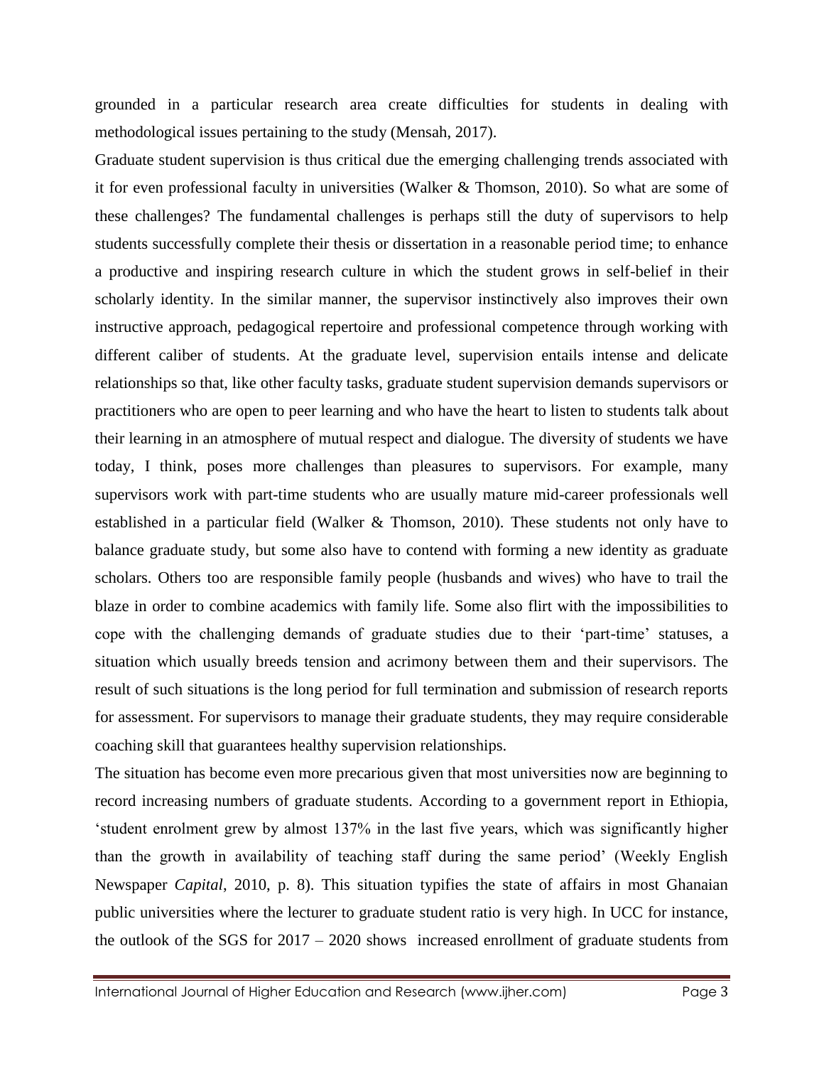grounded in a particular research area create difficulties for students in dealing with methodological issues pertaining to the study (Mensah, 2017).

Graduate student supervision is thus critical due the emerging challenging trends associated with it for even professional faculty in universities (Walker & Thomson, 2010). So what are some of these challenges? The fundamental challenges is perhaps still the duty of supervisors to help students successfully complete their thesis or dissertation in a reasonable period time; to enhance a productive and inspiring research culture in which the student grows in self-belief in their scholarly identity. In the similar manner, the supervisor instinctively also improves their own instructive approach, pedagogical repertoire and professional competence through working with different caliber of students. At the graduate level, supervision entails intense and delicate relationships so that, like other faculty tasks, graduate student supervision demands supervisors or practitioners who are open to peer learning and who have the heart to listen to students talk about their learning in an atmosphere of mutual respect and dialogue. The diversity of students we have today, I think, poses more challenges than pleasures to supervisors. For example, many supervisors work with part-time students who are usually mature mid-career professionals well established in a particular field (Walker & Thomson, 2010). These students not only have to balance graduate study, but some also have to contend with forming a new identity as graduate scholars. Others too are responsible family people (husbands and wives) who have to trail the blaze in order to combine academics with family life. Some also flirt with the impossibilities to cope with the challenging demands of graduate studies due to their 'part-time' statuses, a situation which usually breeds tension and acrimony between them and their supervisors. The result of such situations is the long period for full termination and submission of research reports for assessment. For supervisors to manage their graduate students, they may require considerable coaching skill that guarantees healthy supervision relationships.

The situation has become even more precarious given that most universities now are beginning to record increasing numbers of graduate students. According to a government report in Ethiopia, 'student enrolment grew by almost 137% in the last five years, which was significantly higher than the growth in availability of teaching staff during the same period' (Weekly English Newspaper *Capital*, 2010, p. 8). This situation typifies the state of affairs in most Ghanaian public universities where the lecturer to graduate student ratio is very high. In UCC for instance, the outlook of the SGS for 2017 – 2020 shows increased enrollment of graduate students from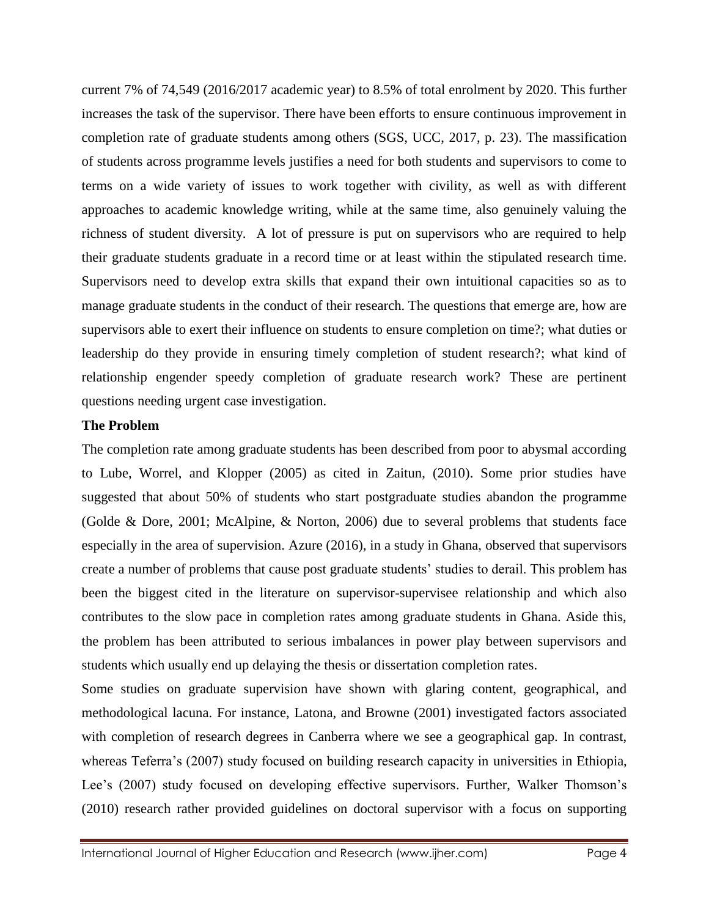current 7% of 74,549 (2016/2017 academic year) to 8.5% of total enrolment by 2020. This further increases the task of the supervisor. There have been efforts to ensure continuous improvement in completion rate of graduate students among others (SGS, UCC, 2017, p. 23). The massification of students across programme levels justifies a need for both students and supervisors to come to terms on a wide variety of issues to work together with civility, as well as with different approaches to academic knowledge writing, while at the same time, also genuinely valuing the richness of student diversity. A lot of pressure is put on supervisors who are required to help their graduate students graduate in a record time or at least within the stipulated research time. Supervisors need to develop extra skills that expand their own intuitional capacities so as to manage graduate students in the conduct of their research. The questions that emerge are, how are supervisors able to exert their influence on students to ensure completion on time?; what duties or leadership do they provide in ensuring timely completion of student research?; what kind of relationship engender speedy completion of graduate research work? These are pertinent questions needing urgent case investigation.

**The Problem**

The completion rate among graduate students has been described from poor to abysmal according to Lube, Worrel, and Klopper (2005) as cited in Zaitun, (2010). Some prior studies have suggested that about 50% of students who start postgraduate studies abandon the programme (Golde & Dore, 2001; McAlpine, & Norton, 2006) due to several problems that students face especially in the area of supervision. Azure (2016), in a study in Ghana, observed that supervisors create a number of problems that cause post graduate students' studies to derail. This problem has been the biggest cited in the literature on supervisor-supervisee relationship and which also contributes to the slow pace in completion rates among graduate students in Ghana. Aside this, the problem has been attributed to serious imbalances in power play between supervisors and students which usually end up delaying the thesis or dissertation completion rates.

Some studies on graduate supervision have shown with glaring content, geographical, and methodological lacuna. For instance, Latona, and Browne (2001) investigated factors associated with completion of research degrees in Canberra where we see a geographical gap. In contrast, whereas Teferra's (2007) study focused on building research capacity in universities in Ethiopia, Lee's (2007) study focused on developing effective supervisors. Further, Walker Thomson's (2010) research rather provided guidelines on doctoral supervisor with a focus on supporting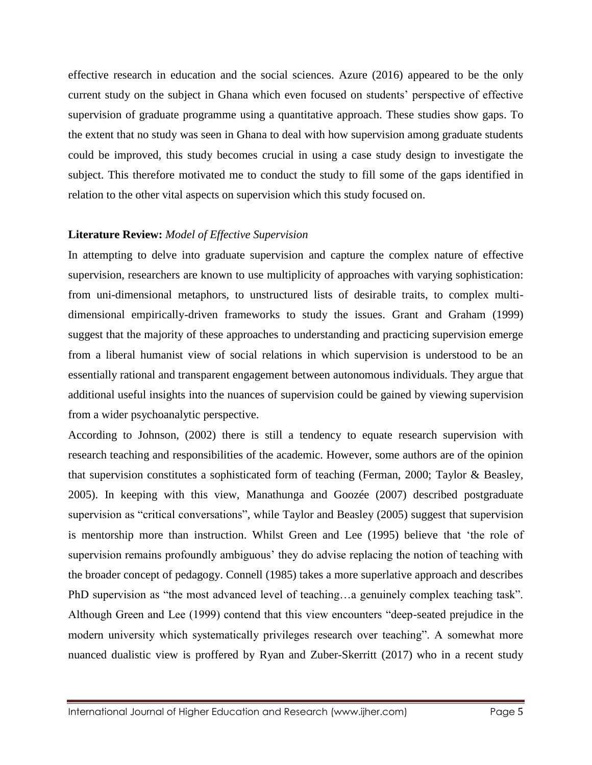effective research in education and the social sciences. Azure (2016) appeared to be the only current study on the subject in Ghana which even focused on students' perspective of effective supervision of graduate programme using a quantitative approach. These studies show gaps. To the extent that no study was seen in Ghana to deal with how supervision among graduate students could be improved, this study becomes crucial in using a case study design to investigate the subject. This therefore motivated me to conduct the study to fill some of the gaps identified in relation to the other vital aspects on supervision which this study focused on.

**Literature Review:** *Model of Effective Supervision*

In attempting to delve into graduate supervision and capture the complex nature of effective supervision, researchers are known to use multiplicity of approaches with varying sophistication: from uni-dimensional metaphors, to unstructured lists of desirable traits, to complex multi-dimensional empirically-driven frameworks to study the issues. Grant and Graham (1999) suggest that the majority of these approaches to understanding and practicing supervision emerge from a liberal humanist view of social relations in which supervision is understood to be an essentially rational and transparent engagement between autonomous individuals. They argue that additional useful insights into the nuances of supervision could be gained by viewing supervision from a wider psychoanalytic perspective.

According to Johnson, (2002) there is still a tendency to equate research supervision with research teaching and responsibilities of the academic. However, some authors are of the opinion that supervision constitutes a sophisticated form of teaching (Ferman, 2000; Taylor & Beasley, 2005). In keeping with this view, Manathunga and Goozée (2007) described postgraduate supervision as "critical conversations", while Taylor and Beasley (2005) suggest that supervision is mentorship more than instruction. Whilst Green and Lee (1995) believe that 'the role of supervision remains profoundly ambiguous' they do advise replacing the notion of teaching with the broader concept of pedagogy. Connell (1985) takes a more superlative approach and describes PhD supervision as "the most advanced level of teaching…a genuinely complex teaching task". Although Green and Lee (1999) contend that this view encounters "deep-seated prejudice in the modern university which systematically privileges research over teaching". A somewhat more nuanced dualistic view is proffered by Ryan and Zuber-Skerritt (2017) who in a recent study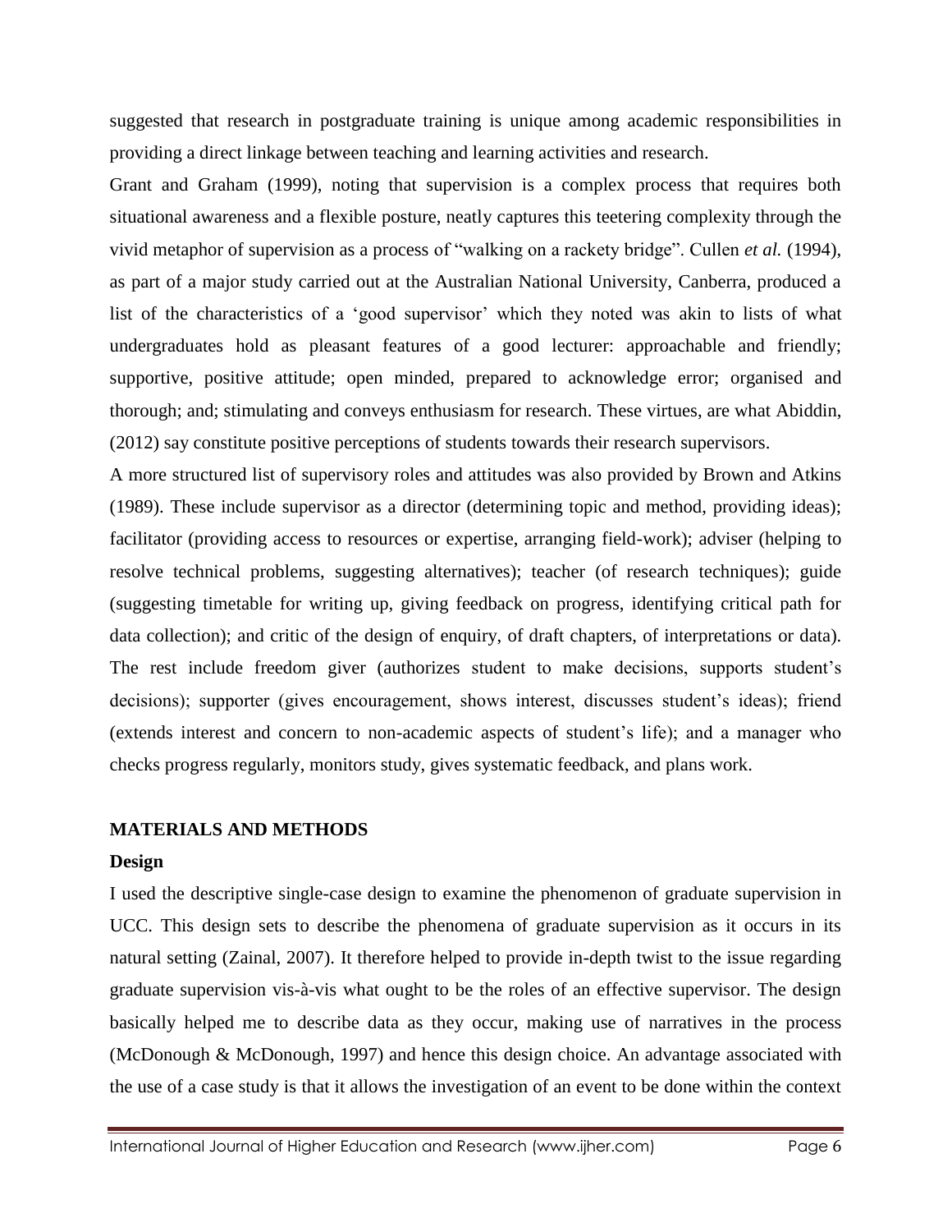suggested that research in postgraduate training is unique among academic responsibilities in providing a direct linkage between teaching and learning activities and research.

Grant and Graham (1999), noting that supervision is a complex process that requires both situational awareness and a flexible posture, neatly captures this teetering complexity through the vivid metaphor of supervision as a process of "walking on a rackety bridge". Cullen *et al.* (1994), as part of a major study carried out at the Australian National University, Canberra, produced a list of the characteristics of a 'good supervisor' which they noted was akin to lists of what undergraduates hold as pleasant features of a good lecturer: approachable and friendly; supportive, positive attitude; open minded, prepared to acknowledge error; organised and thorough; and; stimulating and conveys enthusiasm for research. These virtues, are what Abiddin, (2012) say constitute positive perceptions of students towards their research supervisors.

A more structured list of supervisory roles and attitudes was also provided by Brown and Atkins (1989). These include supervisor as a director (determining topic and method, providing ideas); facilitator (providing access to resources or expertise, arranging field-work); adviser (helping to resolve technical problems, suggesting alternatives); teacher (of research techniques); guide (suggesting timetable for writing up, giving feedback on progress, identifying critical path for data collection); and critic of the design of enquiry, of draft chapters, of interpretations or data). The rest include freedom giver (authorizes student to make decisions, supports student's decisions); supporter (gives encouragement, shows interest, discusses student's ideas); friend (extends interest and concern to non-academic aspects of student's life); and a manager who checks progress regularly, monitors study, gives systematic feedback, and plans work.

## MATERIALS AND METHODS

### Design

I used the descriptive single-case design to examine the phenomenon of graduate supervision in UCC. This design sets to describe the phenomena of graduate supervision as it occurs in its natural setting (Zainal, 2007). It therefore helped to provide in-depth twist to the issue regarding graduate supervision vis-à-vis what ought to be the roles of an effective supervisor. The design basically helped me to describe data as they occur, making use of narratives in the process (McDonough & McDonough, 1997) and hence this design choice. An advantage associated with the use of a case study is that it allows the investigation of an event to be done within the context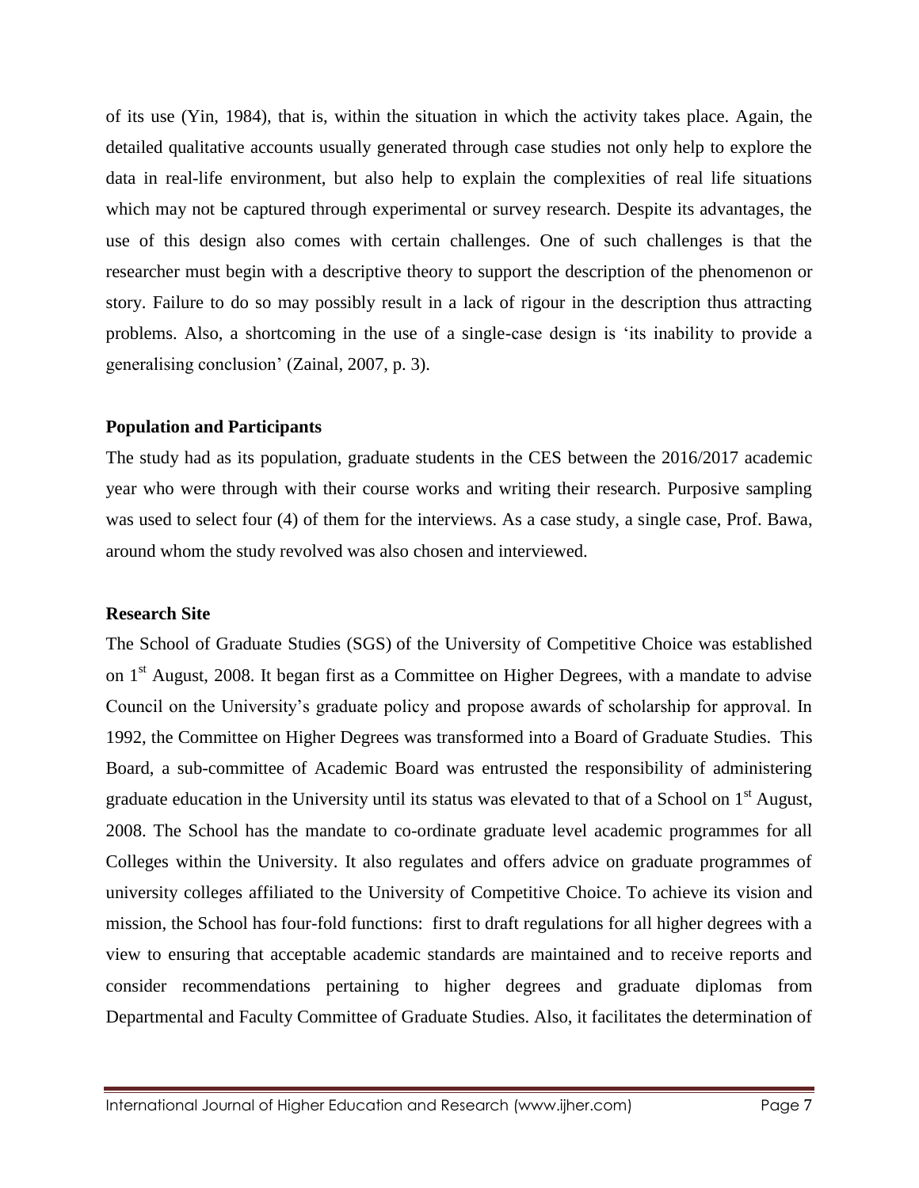of its use (Yin, 1984), that is, within the situation in which the activity takes place. Again, the detailed qualitative accounts usually generated through case studies not only help to explore the data in real-life environment, but also help to explain the complexities of real life situations which may not be captured through experimental or survey research. Despite its advantages, the use of this design also comes with certain challenges. One of such challenges is that the researcher must begin with a descriptive theory to support the description of the phenomenon or story. Failure to do so may possibly result in a lack of rigour in the description thus attracting problems. Also, a shortcoming in the use of a single-case design is 'its inability to provide a generalising conclusion' (Zainal, 2007, p. 3).

**Population and Participants**

The study had as its population, graduate students in the CES between the 2016/2017 academic year who were through with their course works and writing their research. Purposive sampling was used to select four (4) of them for the interviews. As a case study, a single case, Prof. Bawa, around whom the study revolved was also chosen and interviewed.

**Research Site**

The School of Graduate Studies (SGS) of the University of Competitive Choice was established on 1st August, 2008. It began first as a Committee on Higher Degrees, with a mandate to advise Council on the University's graduate policy and propose awards of scholarship for approval. In 1992, the Committee on Higher Degrees was transformed into a Board of Graduate Studies. This Board, a sub-committee of Academic Board was entrusted the responsibility of administering graduate education in the University until its status was elevated to that of a School on 1st August, 2008. The School has the mandate to co-ordinate graduate level academic programmes for all Colleges within the University. It also regulates and offers advice on graduate programmes of university colleges affiliated to the University of Competitive Choice. To achieve its vision and mission, the School has four-fold functions: first to draft regulations for all higher degrees with a view to ensuring that acceptable academic standards are maintained and to receive reports and consider recommendations pertaining to higher degrees and graduate diplomas from Departmental and Faculty Committee of Graduate Studies. Also, it facilitates the determination of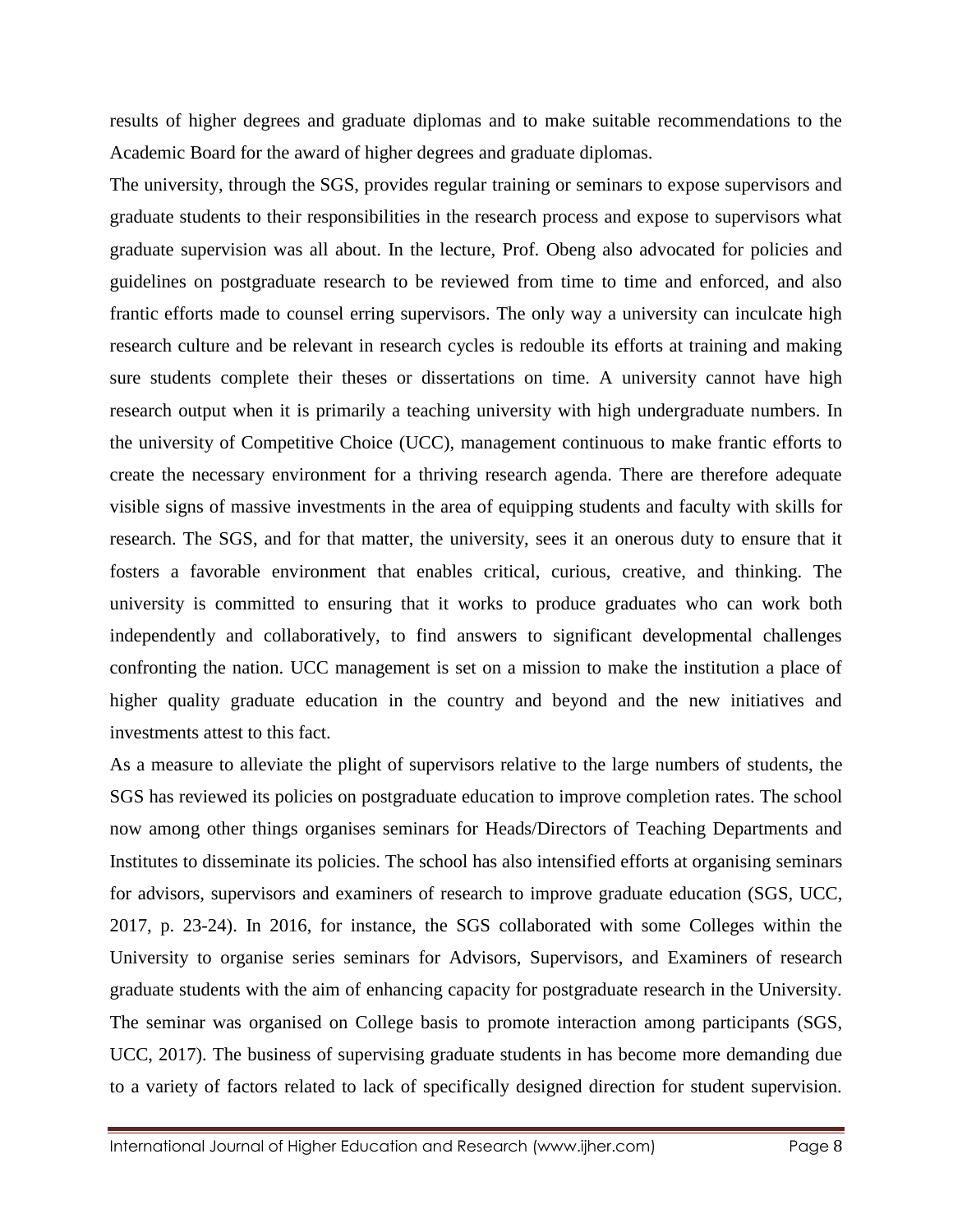results of higher degrees and graduate diplomas and to make suitable recommendations to the Academic Board for the award of higher degrees and graduate diplomas.

The university, through the SGS, provides regular training or seminars to expose supervisors and graduate students to their responsibilities in the research process and expose to supervisors what graduate supervision was all about. In the lecture, Prof. Obeng also advocated for policies and guidelines on postgraduate research to be reviewed from time to time and enforced, and also frantic efforts made to counsel erring supervisors. The only way a university can inculcate high research culture and be relevant in research cycles is redouble its efforts at training and making sure students complete their theses or dissertations on time. A university cannot have high research output when it is primarily a teaching university with high undergraduate numbers. In the university of Competitive Choice (UCC), management continuous to make frantic efforts to create the necessary environment for a thriving research agenda. There are therefore adequate visible signs of massive investments in the area of equipping students and faculty with skills for research. The SGS, and for that matter, the university, sees it an onerous duty to ensure that it fosters a favorable environment that enables critical, curious, creative, and thinking. The university is committed to ensuring that it works to produce graduates who can work both independently and collaboratively, to find answers to significant developmental challenges confronting the nation. UCC management is set on a mission to make the institution a place of higher quality graduate education in the country and beyond and the new initiatives and investments attest to this fact.

As a measure to alleviate the plight of supervisors relative to the large numbers of students, the SGS has reviewed its policies on postgraduate education to improve completion rates. The school now among other things organises seminars for Heads/Directors of Teaching Departments and Institutes to disseminate its policies. The school has also intensified efforts at organising seminars for advisors, supervisors and examiners of research to improve graduate education (SGS, UCC, 2017, p. 23-24). In 2016, for instance, the SGS collaborated with some Colleges within the University to organise series seminars for Advisors, Supervisors, and Examiners of research graduate students with the aim of enhancing capacity for postgraduate research in the University. The seminar was organised on College basis to promote interaction among participants (SGS, UCC, 2017). The business of supervising graduate students in has become more demanding due to a variety of factors related to lack of specifically designed direction for student supervision.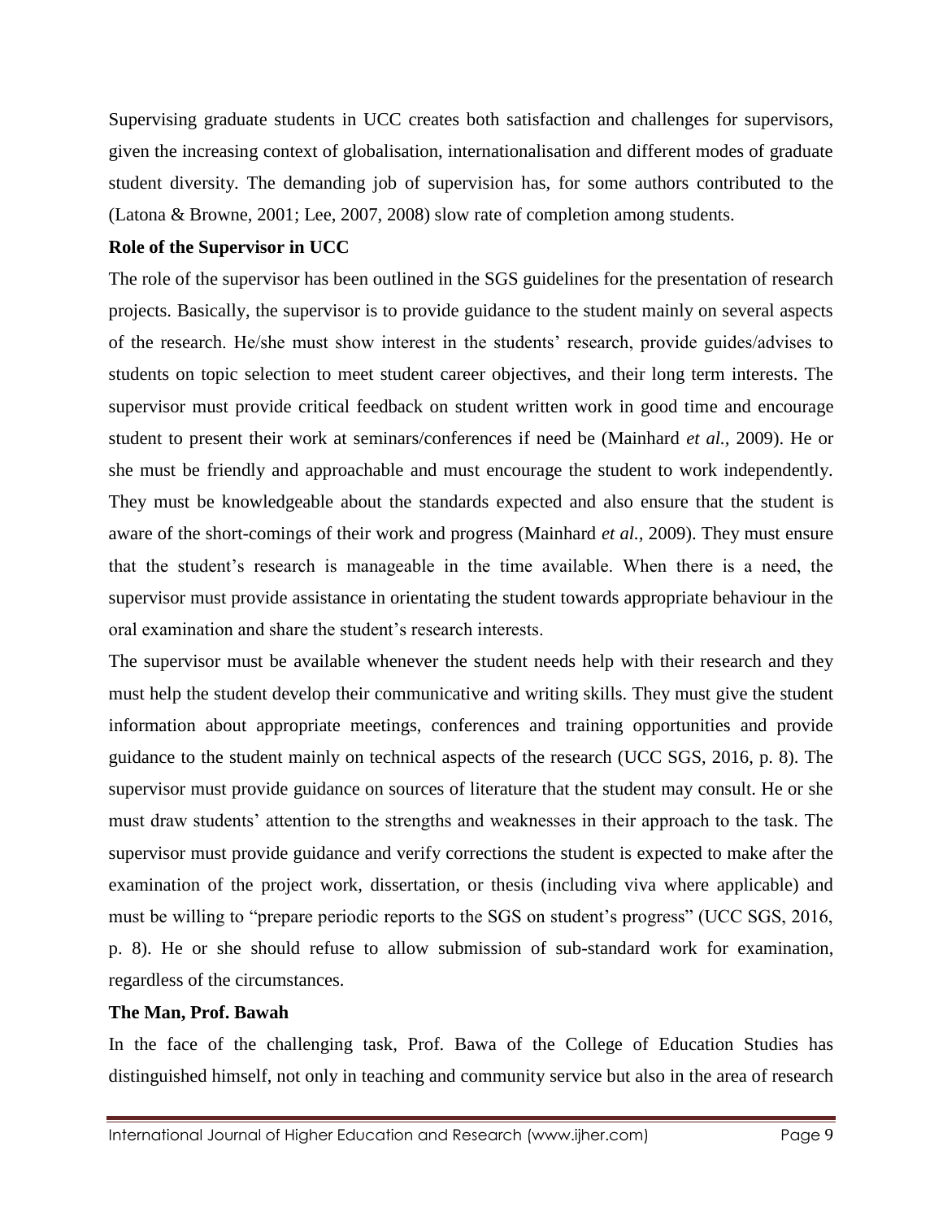Supervising graduate students in UCC creates both satisfaction and challenges for supervisors, given the increasing context of globalisation, internationalisation and different modes of graduate student diversity. The demanding job of supervision has, for some authors contributed to the (Latona & Browne, 2001; Lee, 2007, 2008) slow rate of completion among students.

**Role of the Supervisor in UCC**

The role of the supervisor has been outlined in the SGS guidelines for the presentation of research projects. Basically, the supervisor is to provide guidance to the student mainly on several aspects of the research. He/she must show interest in the students' research, provide guides/advises to students on topic selection to meet student career objectives, and their long term interests. The supervisor must provide critical feedback on student written work in good time and encourage student to present their work at seminars/conferences if need be (Mainhard *et al.,* 2009). He or she must be friendly and approachable and must encourage the student to work independently. They must be knowledgeable about the standards expected and also ensure that the student is aware of the short-comings of their work and progress (Mainhard *et al.,* 2009). They must ensure that the student's research is manageable in the time available. When there is a need, the supervisor must provide assistance in orientating the student towards appropriate behaviour in the oral examination and share the student's research interests.

The supervisor must be available whenever the student needs help with their research and they must help the student develop their communicative and writing skills. They must give the student information about appropriate meetings, conferences and training opportunities and provide guidance to the student mainly on technical aspects of the research (UCC SGS, 2016, p. 8). The supervisor must provide guidance on sources of literature that the student may consult. He or she must draw students' attention to the strengths and weaknesses in their approach to the task. The supervisor must provide guidance and verify corrections the student is expected to make after the examination of the project work, dissertation, or thesis (including viva where applicable) and must be willing to "prepare periodic reports to the SGS on student's progress" (UCC SGS, 2016, p. 8). He or she should refuse to allow submission of sub-standard work for examination, regardless of the circumstances.

**The Man, Prof. Bawah**

In the face of the challenging task, Prof. Bawa of the College of Education Studies has distinguished himself, not only in teaching and community service but also in the area of research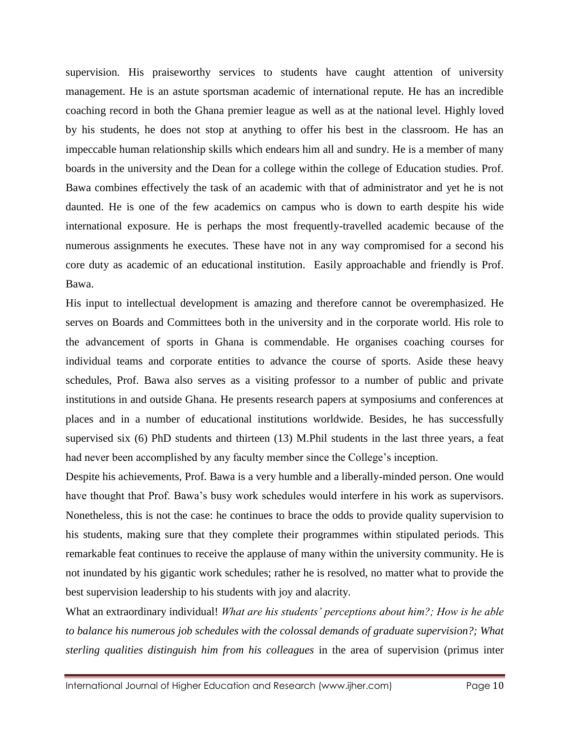supervision. His praiseworthy services to students have caught attention of university management. He is an astute sportsman academic of international repute. He has an incredible coaching record in both the Ghana premier league as well as at the national level. Highly loved by his students, he does not stop at anything to offer his best in the classroom. He has an impeccable human relationship skills which endears him all and sundry. He is a member of many boards in the university and the Dean for a college within the college of Education studies. Prof. Bawa combines effectively the task of an academic with that of administrator and yet he is not daunted. He is one of the few academics on campus who is down to earth despite his wide international exposure. He is perhaps the most frequently-travelled academic because of the numerous assignments he executes. These have not in any way compromised for a second his core duty as academic of an educational institution. Easily approachable and friendly is Prof. Bawa.

His input to intellectual development is amazing and therefore cannot be overemphasized. He serves on Boards and Committees both in the university and in the corporate world. His role to the advancement of sports in Ghana is commendable. He organises coaching courses for individual teams and corporate entities to advance the course of sports. Aside these heavy schedules, Prof. Bawa also serves as a visiting professor to a number of public and private institutions in and outside Ghana. He presents research papers at symposiums and conferences at places and in a number of educational institutions worldwide. Besides, he has successfully supervised six (6) PhD students and thirteen (13) M.Phil students in the last three years, a feat had never been accomplished by any faculty member since the College's inception.

Despite his achievements, Prof. Bawa is a very humble and a liberally-minded person. One would have thought that Prof. Bawa's busy work schedules would interfere in his work as supervisors. Nonetheless, this is not the case: he continues to brace the odds to provide quality supervision to his students, making sure that they complete their programmes within stipulated periods. This remarkable feat continues to receive the applause of many within the university community. He is not inundated by his gigantic work schedules; rather he is resolved, no matter what to provide the best supervision leadership to his students with joy and alacrity.

What an extraordinary individual! *What are his students' perceptions about him?; How is he able to balance his numerous job schedules with the colossal demands of graduate supervision?; What sterling qualities distinguish him from his colleagues* in the area of supervision (primus inter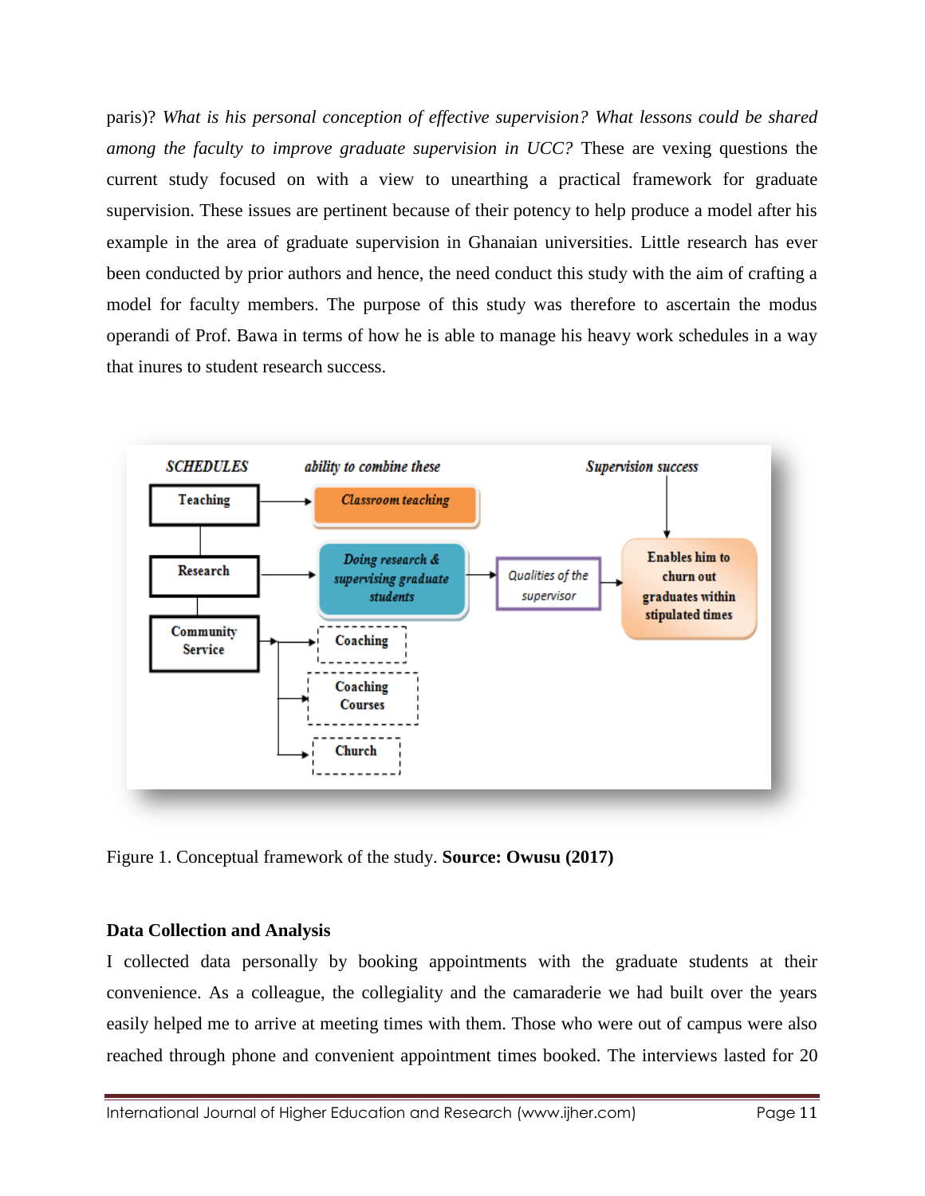paris)? *What is his personal conception of effective supervision? What lessons could be shared among the faculty to improve graduate supervision in UCC?* These are vexing questions the current study focused on with a view to unearthing a practical framework for graduate supervision. These issues are pertinent because of their potency to help produce a model after his example in the area of graduate supervision in Ghanaian universities. Little research has ever been conducted by prior authors and hence, the need conduct this study with the aim of crafting a model for faculty members. The purpose of this study was therefore to ascertain the modus operandi of Prof. Bawa in terms of how he is able to manage his heavy work schedules in a way that inures to student research success.

Figure 1. Conceptual framework of the study. **Source: Owusu (2017)**

**Data Collection and Analysis**

I collected data personally by booking appointments with the graduate students at their convenience. As a colleague, the collegiality and the camaraderie we had built over the years easily helped me to arrive at meeting times with them. Those who were out of campus were also reached through phone and convenient appointment times booked. The interviews lasted for 20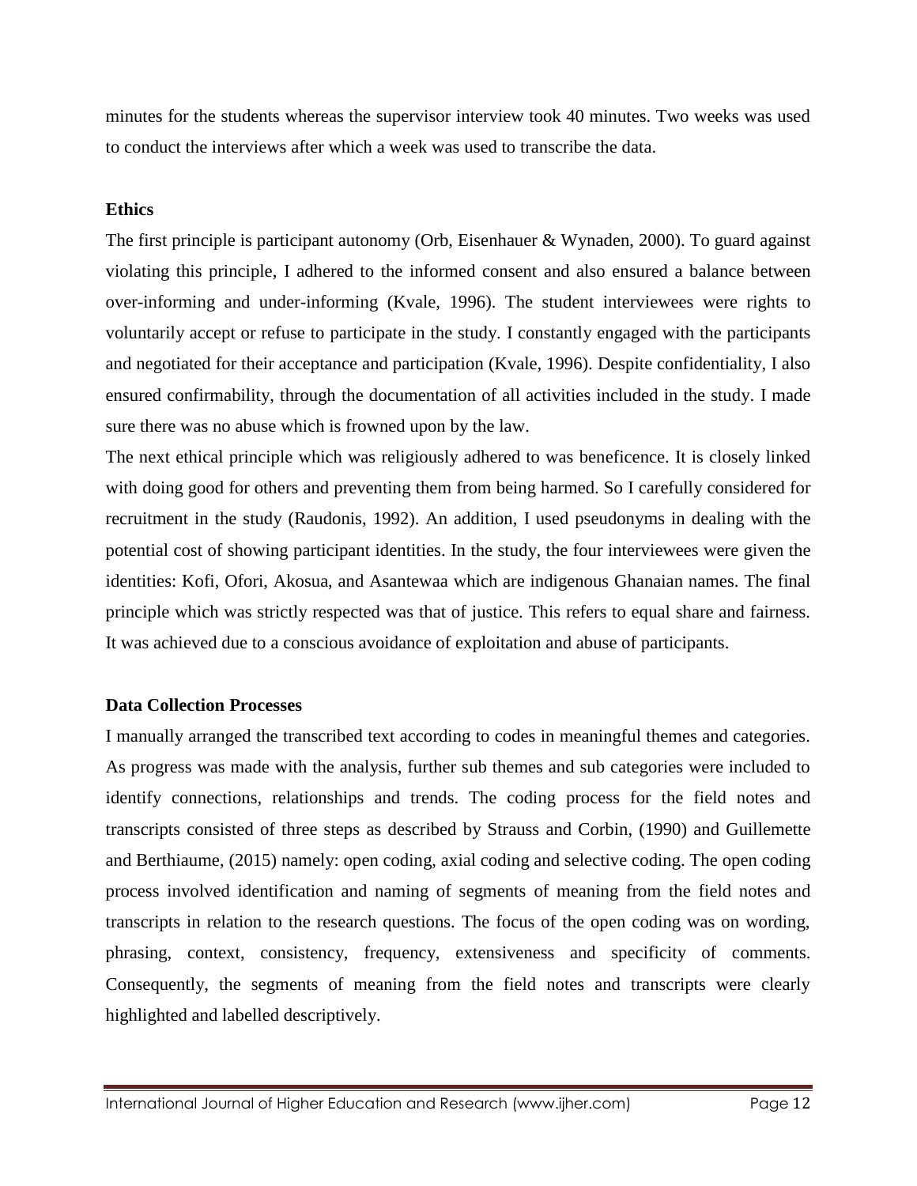minutes for the students whereas the supervisor interview took 40 minutes. Two weeks was used to conduct the interviews after which a week was used to transcribe the data.

**Ethics**

The first principle is participant autonomy (Orb, Eisenhauer & Wynaden, 2000). To guard against violating this principle, I adhered to the informed consent and also ensured a balance between over-informing and under-informing (Kvale, 1996). The student interviewees were rights to voluntarily accept or refuse to participate in the study. I constantly engaged with the participants and negotiated for their acceptance and participation (Kvale, 1996). Despite confidentiality, I also ensured confirmability, through the documentation of all activities included in the study. I made sure there was no abuse which is frowned upon by the law.

The next ethical principle which was religiously adhered to was beneficence. It is closely linked with doing good for others and preventing them from being harmed. So I carefully considered for recruitment in the study (Raudonis, 1992). An addition, I used pseudonyms in dealing with the potential cost of showing participant identities. In the study, the four interviewees were given the identities: Kofi, Ofori, Akosua, and Asantewaa which are indigenous Ghanaian names. The final principle which was strictly respected was that of justice. This refers to equal share and fairness. It was achieved due to a conscious avoidance of exploitation and abuse of participants.

**Data Collection Processes**

I manually arranged the transcribed text according to codes in meaningful themes and categories. As progress was made with the analysis, further sub themes and sub categories were included to identify connections, relationships and trends. The coding process for the field notes and transcripts consisted of three steps as described by Strauss and Corbin, (1990) and Guillemette and Berthiaume, (2015) namely: open coding, axial coding and selective coding. The open coding process involved identification and naming of segments of meaning from the field notes and transcripts in relation to the research questions. The focus of the open coding was on wording, phrasing, context, consistency, frequency, extensiveness and specificity of comments. Consequently, the segments of meaning from the field notes and transcripts were clearly highlighted and labelled descriptively.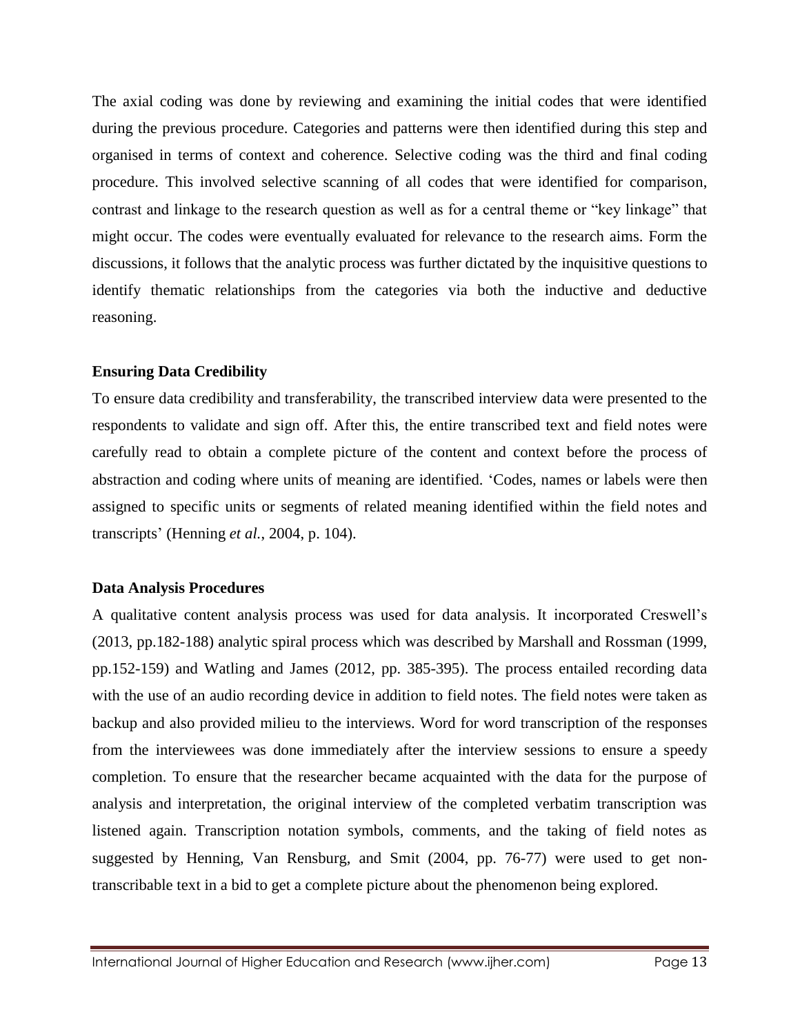The axial coding was done by reviewing and examining the initial codes that were identified during the previous procedure. Categories and patterns were then identified during this step and organised in terms of context and coherence. Selective coding was the third and final coding procedure. This involved selective scanning of all codes that were identified for comparison, contrast and linkage to the research question as well as for a central theme or "key linkage" that might occur. The codes were eventually evaluated for relevance to the research aims. Form the discussions, it follows that the analytic process was further dictated by the inquisitive questions to identify thematic relationships from the categories via both the inductive and deductive reasoning.

**Ensuring Data Credibility**

To ensure data credibility and transferability, the transcribed interview data were presented to the respondents to validate and sign off. After this, the entire transcribed text and field notes were carefully read to obtain a complete picture of the content and context before the process of abstraction and coding where units of meaning are identified. 'Codes, names or labels were then assigned to specific units or segments of related meaning identified within the field notes and transcripts' (Henning *et al.*, 2004, p. 104).

**Data Analysis Procedures**

A qualitative content analysis process was used for data analysis. It incorporated Creswell's (2013, pp.182-188) analytic spiral process which was described by Marshall and Rossman (1999, pp.152-159) and Watling and James (2012, pp. 385-395). The process entailed recording data with the use of an audio recording device in addition to field notes. The field notes were taken as backup and also provided milieu to the interviews. Word for word transcription of the responses from the interviewees was done immediately after the interview sessions to ensure a speedy completion. To ensure that the researcher became acquainted with the data for the purpose of analysis and interpretation, the original interview of the completed verbatim transcription was listened again. Transcription notation symbols, comments, and the taking of field notes as suggested by Henning, Van Rensburg, and Smit (2004, pp. 76-77) were used to get non-transcribable text in a bid to get a complete picture about the phenomenon being explored.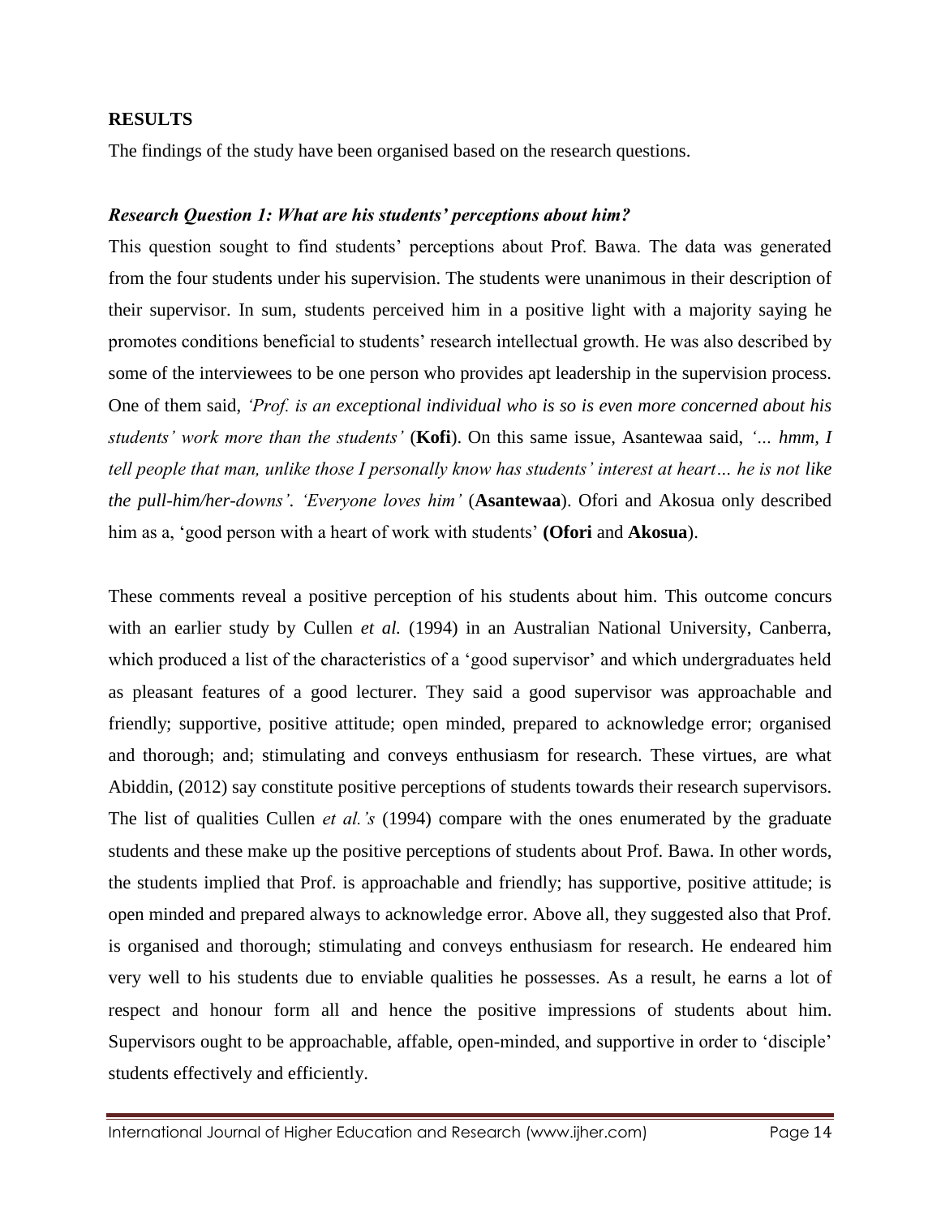## RESULTS

The findings of the study have been organised based on the research questions.

### *Research Question 1: What are his students' perceptions about him?*

This question sought to find students' perceptions about Prof. Bawa. The data was generated from the four students under his supervision. The students were unanimous in their description of their supervisor. In sum, students perceived him in a positive light with a majority saying he promotes conditions beneficial to students' research intellectual growth. He was also described by some of the interviewees to be one person who provides apt leadership in the supervision process. One of them said, *'Prof. is an exceptional individual who is so is even more concerned about his students' work more than the students'* (**Kofi**). On this same issue, Asantewaa said, *'... hmm, I tell people that man, unlike those I personally know has students' interest at heart… he is not like the pull-him/her-downs'. 'Everyone loves him'* (**Asantewaa**). Ofori and Akosua only described him as a, 'good person with a heart of work with students' **(Ofori** and **Akosua**).

These comments reveal a positive perception of his students about him. This outcome concurs with an earlier study by Cullen *et al.* (1994) in an Australian National University, Canberra, which produced a list of the characteristics of a 'good supervisor' and which undergraduates held as pleasant features of a good lecturer. They said a good supervisor was approachable and friendly; supportive, positive attitude; open minded, prepared to acknowledge error; organised and thorough; and; stimulating and conveys enthusiasm for research. These virtues, are what Abiddin, (2012) say constitute positive perceptions of students towards their research supervisors. The list of qualities Cullen *et al.'s* (1994) compare with the ones enumerated by the graduate students and these make up the positive perceptions of students about Prof. Bawa. In other words, the students implied that Prof. is approachable and friendly; has supportive, positive attitude; is open minded and prepared always to acknowledge error. Above all, they suggested also that Prof. is organised and thorough; stimulating and conveys enthusiasm for research. He endeared him very well to his students due to enviable qualities he possesses. As a result, he earns a lot of respect and honour form all and hence the positive impressions of students about him. Supervisors ought to be approachable, affable, open-minded, and supportive in order to 'disciple' students effectively and efficiently.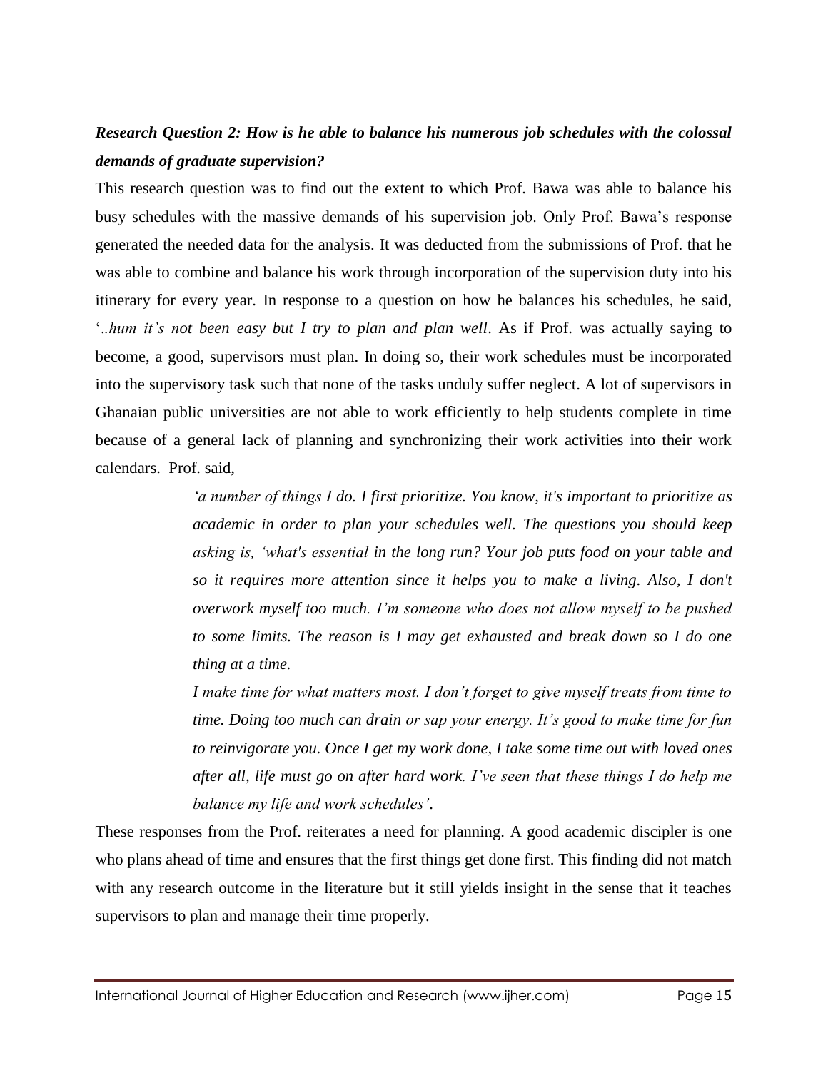***Research Question 2: How is he able to balance his numerous job schedules with the colossal demands of graduate supervision?***

This research question was to find out the extent to which Prof. Bawa was able to balance his busy schedules with the massive demands of his supervision job. Only Prof. Bawa's response generated the needed data for the analysis. It was deducted from the submissions of Prof. that he was able to combine and balance his work through incorporation of the supervision duty into his itinerary for every year. In response to a question on how he balances his schedules, he said, '*..hum it's not been easy but I try to plan and plan well*. As if Prof. was actually saying to become, a good, supervisors must plan. In doing so, their work schedules must be incorporated into the supervisory task such that none of the tasks unduly suffer neglect. A lot of supervisors in Ghanaian public universities are not able to work efficiently to help students complete in time because of a general lack of planning and synchronizing their work activities into their work calendars. Prof. said,

> *'a number of things I do. I first prioritize. You know, it's important to prioritize as academic in order to plan your schedules well. The questions you should keep asking is, 'what's essential in the long run? Your job puts food on your table and so it requires more attention since it helps you to make a living. Also, I don't overwork myself too much. I'm someone who does not allow myself to be pushed to some limits. The reason is I may get exhausted and break down so I do one thing at a time.*
>
> *I make time for what matters most. I don't forget to give myself treats from time to time. Doing too much can drain or sap your energy. It's good to make time for fun to reinvigorate you. Once I get my work done, I take some time out with loved ones after all, life must go on after hard work. I've seen that these things I do help me balance my life and work schedules'*.

These responses from the Prof. reiterates a need for planning. A good academic discipler is one who plans ahead of time and ensures that the first things get done first. This finding did not match with any research outcome in the literature but it still yields insight in the sense that it teaches supervisors to plan and manage their time properly.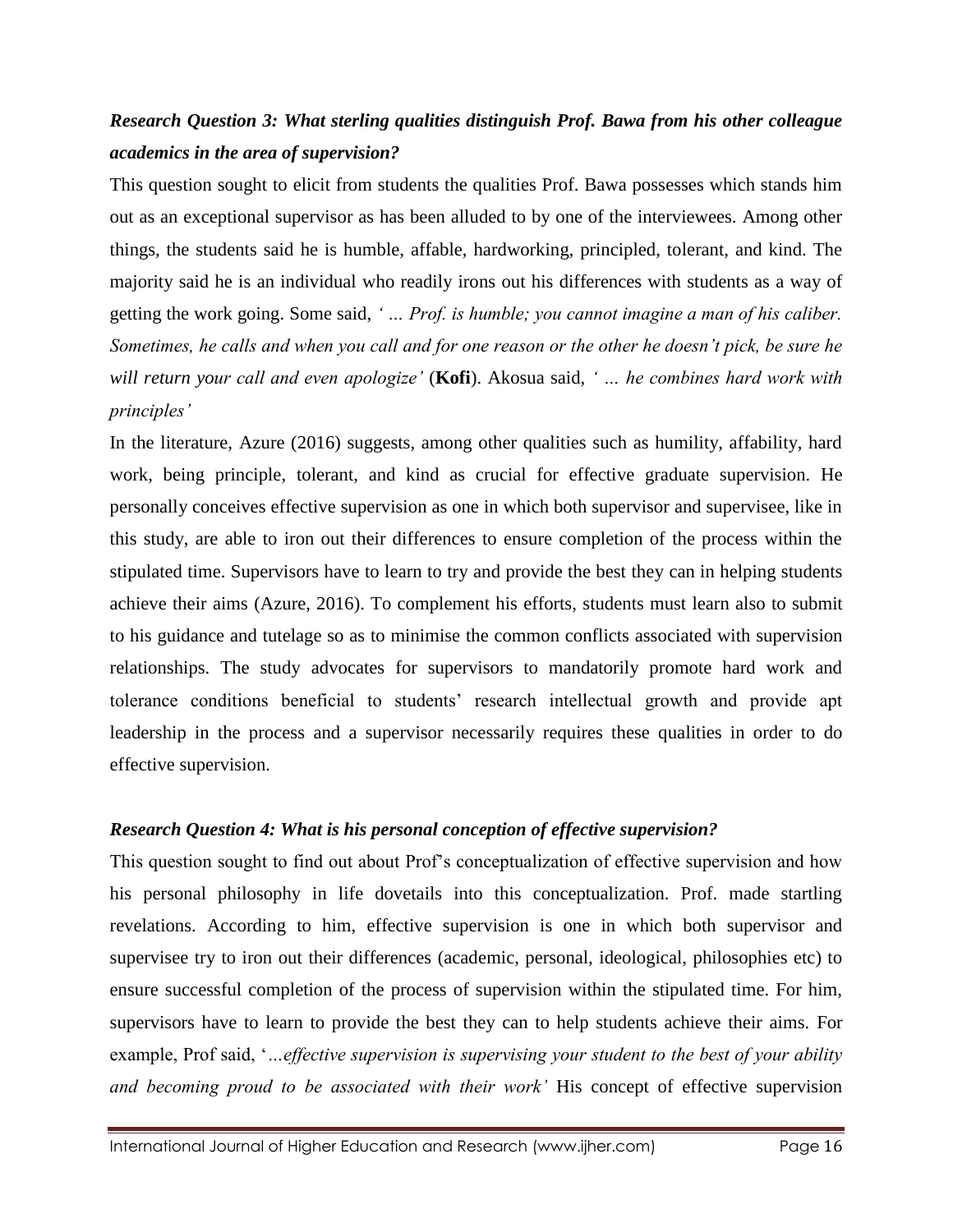***Research Question 3: What sterling qualities distinguish Prof. Bawa from his other colleague academics in the area of supervision?***

This question sought to elicit from students the qualities Prof. Bawa possesses which stands him out as an exceptional supervisor as has been alluded to by one of the interviewees. Among other things, the students said he is humble, affable, hardworking, principled, tolerant, and kind. The majority said he is an individual who readily irons out his differences with students as a way of getting the work going. Some said, *' … Prof. is humble; you cannot imagine a man of his caliber. Sometimes, he calls and when you call and for one reason or the other he doesn't pick, be sure he will return your call and even apologize'* (**Kofi**). Akosua said, *' … he combines hard work with principles'*

In the literature, Azure (2016) suggests, among other qualities such as humility, affability, hard work, being principle, tolerant, and kind as crucial for effective graduate supervision. He personally conceives effective supervision as one in which both supervisor and supervisee, like in this study, are able to iron out their differences to ensure completion of the process within the stipulated time. Supervisors have to learn to try and provide the best they can in helping students achieve their aims (Azure, 2016). To complement his efforts, students must learn also to submit to his guidance and tutelage so as to minimise the common conflicts associated with supervision relationships. The study advocates for supervisors to mandatorily promote hard work and tolerance conditions beneficial to students' research intellectual growth and provide apt leadership in the process and a supervisor necessarily requires these qualities in order to do effective supervision.

***Research Question 4: What is his personal conception of effective supervision?***

This question sought to find out about Prof's conceptualization of effective supervision and how his personal philosophy in life dovetails into this conceptualization. Prof. made startling revelations. According to him, effective supervision is one in which both supervisor and supervisee try to iron out their differences (academic, personal, ideological, philosophies etc) to ensure successful completion of the process of supervision within the stipulated time. For him, supervisors have to learn to provide the best they can to help students achieve their aims. For example, Prof said, '*…effective supervision is supervising your student to the best of your ability and becoming proud to be associated with their work'* His concept of effective supervision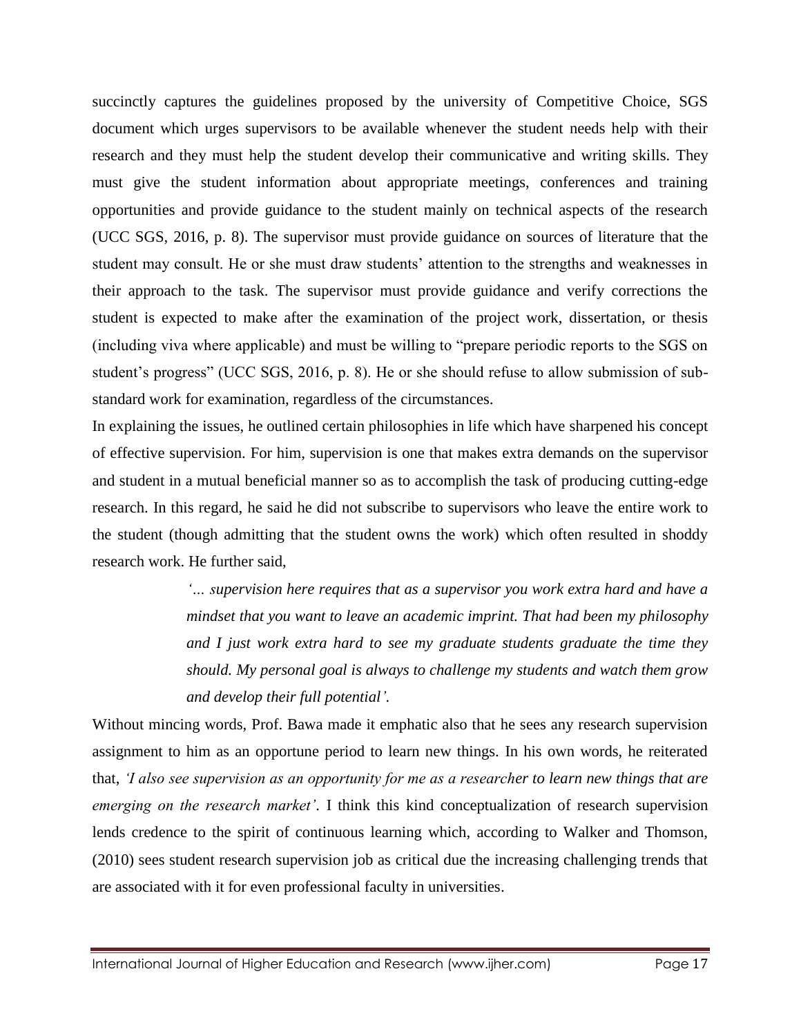succinctly captures the guidelines proposed by the university of Competitive Choice, SGS document which urges supervisors to be available whenever the student needs help with their research and they must help the student develop their communicative and writing skills. They must give the student information about appropriate meetings, conferences and training opportunities and provide guidance to the student mainly on technical aspects of the research (UCC SGS, 2016, p. 8). The supervisor must provide guidance on sources of literature that the student may consult. He or she must draw students' attention to the strengths and weaknesses in their approach to the task. The supervisor must provide guidance and verify corrections the student is expected to make after the examination of the project work, dissertation, or thesis (including viva where applicable) and must be willing to "prepare periodic reports to the SGS on student's progress" (UCC SGS, 2016, p. 8). He or she should refuse to allow submission of sub-standard work for examination, regardless of the circumstances.

In explaining the issues, he outlined certain philosophies in life which have sharpened his concept of effective supervision. For him, supervision is one that makes extra demands on the supervisor and student in a mutual beneficial manner so as to accomplish the task of producing cutting-edge research. In this regard, he said he did not subscribe to supervisors who leave the entire work to the student (though admitting that the student owns the work) which often resulted in shoddy research work. He further said,

> *'… supervision here requires that as a supervisor you work extra hard and have a mindset that you want to leave an academic imprint. That had been my philosophy and I just work extra hard to see my graduate students graduate the time they should. My personal goal is always to challenge my students and watch them grow and develop their full potential'.*

Without mincing words, Prof. Bawa made it emphatic also that he sees any research supervision assignment to him as an opportune period to learn new things. In his own words, he reiterated that, *'I also see supervision as an opportunity for me as a researcher to learn new things that are emerging on the research market'*. I think this kind conceptualization of research supervision lends credence to the spirit of continuous learning which, according to Walker and Thomson, (2010) sees student research supervision job as critical due the increasing challenging trends that are associated with it for even professional faculty in universities.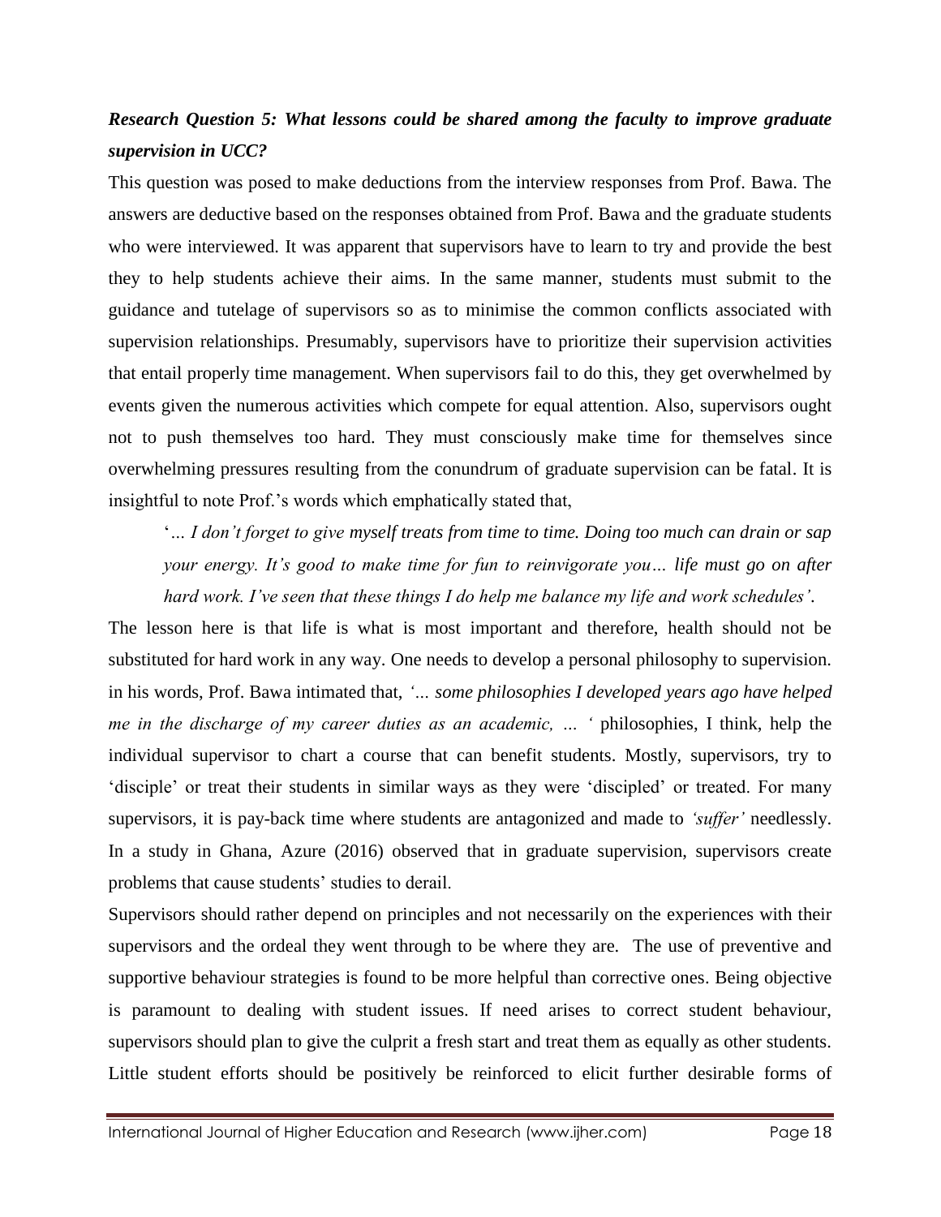***Research Question 5: What lessons could be shared among the faculty to improve graduate supervision in UCC?***

This question was posed to make deductions from the interview responses from Prof. Bawa. The answers are deductive based on the responses obtained from Prof. Bawa and the graduate students who were interviewed. It was apparent that supervisors have to learn to try and provide the best they to help students achieve their aims. In the same manner, students must submit to the guidance and tutelage of supervisors so as to minimise the common conflicts associated with supervision relationships. Presumably, supervisors have to prioritize their supervision activities that entail properly time management. When supervisors fail to do this, they get overwhelmed by events given the numerous activities which compete for equal attention. Also, supervisors ought not to push themselves too hard. They must consciously make time for themselves since overwhelming pressures resulting from the conundrum of graduate supervision can be fatal. It is insightful to note Prof.'s words which emphatically stated that,

> '*… I don't forget to give myself treats from time to time. Doing too much can drain or sap your energy. It's good to make time for fun to reinvigorate you… life must go on after hard work. I've seen that these things I do help me balance my life and work schedules'*.

The lesson here is that life is what is most important and therefore, health should not be substituted for hard work in any way. One needs to develop a personal philosophy to supervision. in his words, Prof. Bawa intimated that, *'… some philosophies I developed years ago have helped me in the discharge of my career duties as an academic, … '* philosophies, I think, help the individual supervisor to chart a course that can benefit students. Mostly, supervisors, try to 'disciple' or treat their students in similar ways as they were 'discipled' or treated. For many supervisors, it is pay-back time where students are antagonized and made to *'suffer'* needlessly. In a study in Ghana, Azure (2016) observed that in graduate supervision, supervisors create problems that cause students' studies to derail.

Supervisors should rather depend on principles and not necessarily on the experiences with their supervisors and the ordeal they went through to be where they are. The use of preventive and supportive behaviour strategies is found to be more helpful than corrective ones. Being objective is paramount to dealing with student issues. If need arises to correct student behaviour, supervisors should plan to give the culprit a fresh start and treat them as equally as other students. Little student efforts should be positively be reinforced to elicit further desirable forms of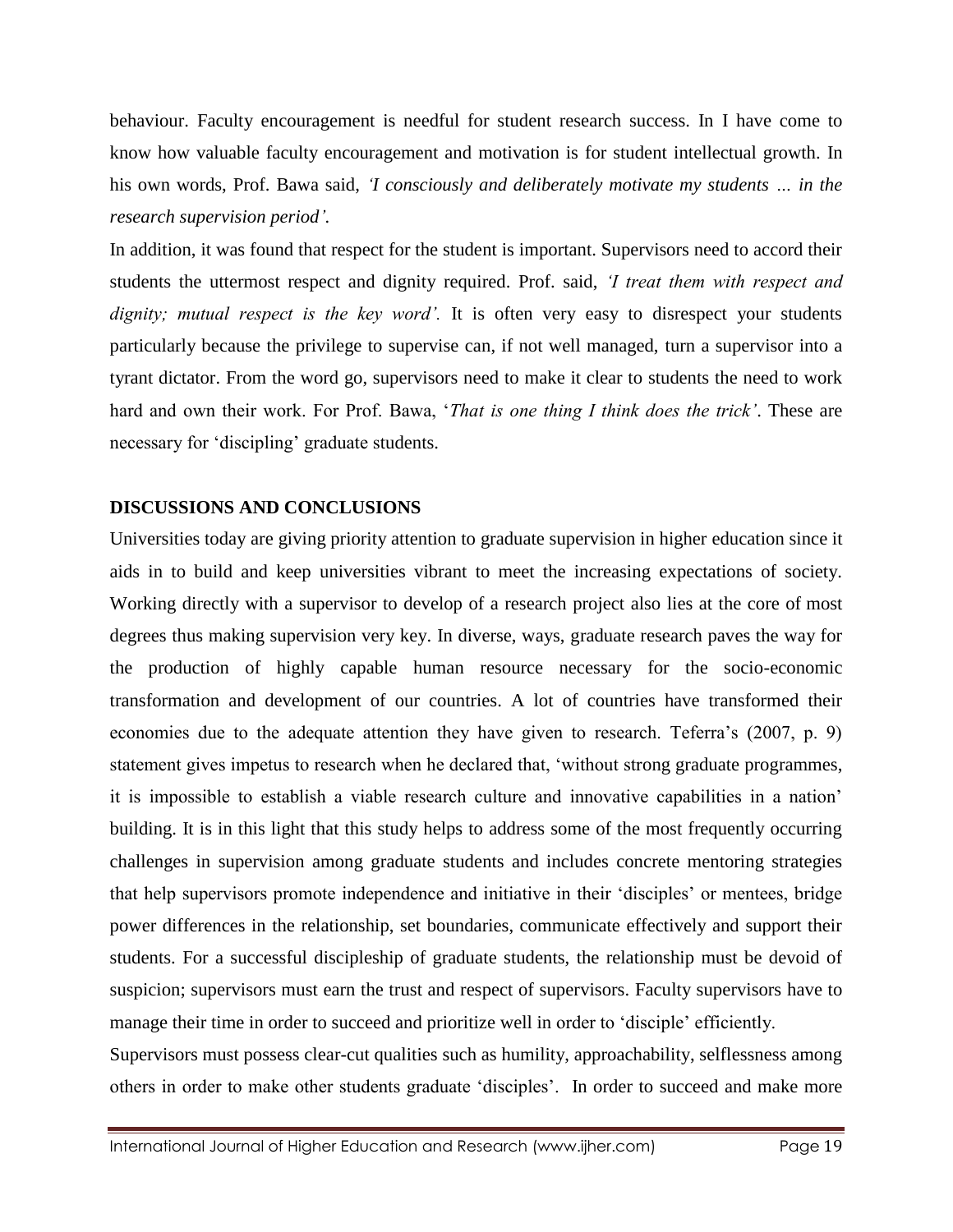behaviour. Faculty encouragement is needful for student research success. In I have come to know how valuable faculty encouragement and motivation is for student intellectual growth. In his own words, Prof. Bawa said, *'I consciously and deliberately motivate my students … in the research supervision period'.*

In addition, it was found that respect for the student is important. Supervisors need to accord their students the uttermost respect and dignity required. Prof. said, *'I treat them with respect and dignity; mutual respect is the key word'.* It is often very easy to disrespect your students particularly because the privilege to supervise can, if not well managed, turn a supervisor into a tyrant dictator. From the word go, supervisors need to make it clear to students the need to work hard and own their work. For Prof. Bawa, '*That is one thing I think does the trick'*. These are necessary for 'discipling' graduate students.

## DISCUSSIONS AND CONCLUSIONS

Universities today are giving priority attention to graduate supervision in higher education since it aids in to build and keep universities vibrant to meet the increasing expectations of society. Working directly with a supervisor to develop of a research project also lies at the core of most degrees thus making supervision very key. In diverse, ways, graduate research paves the way for the production of highly capable human resource necessary for the socio-economic transformation and development of our countries. A lot of countries have transformed their economies due to the adequate attention they have given to research. Teferra's (2007, p. 9) statement gives impetus to research when he declared that, 'without strong graduate programmes, it is impossible to establish a viable research culture and innovative capabilities in a nation' building. It is in this light that this study helps to address some of the most frequently occurring challenges in supervision among graduate students and includes concrete mentoring strategies that help supervisors promote independence and initiative in their 'disciples' or mentees, bridge power differences in the relationship, set boundaries, communicate effectively and support their students. For a successful discipleship of graduate students, the relationship must be devoid of suspicion; supervisors must earn the trust and respect of supervisors. Faculty supervisors have to manage their time in order to succeed and prioritize well in order to 'disciple' efficiently.

Supervisors must possess clear-cut qualities such as humility, approachability, selflessness among others in order to make other students graduate 'disciples'. In order to succeed and make more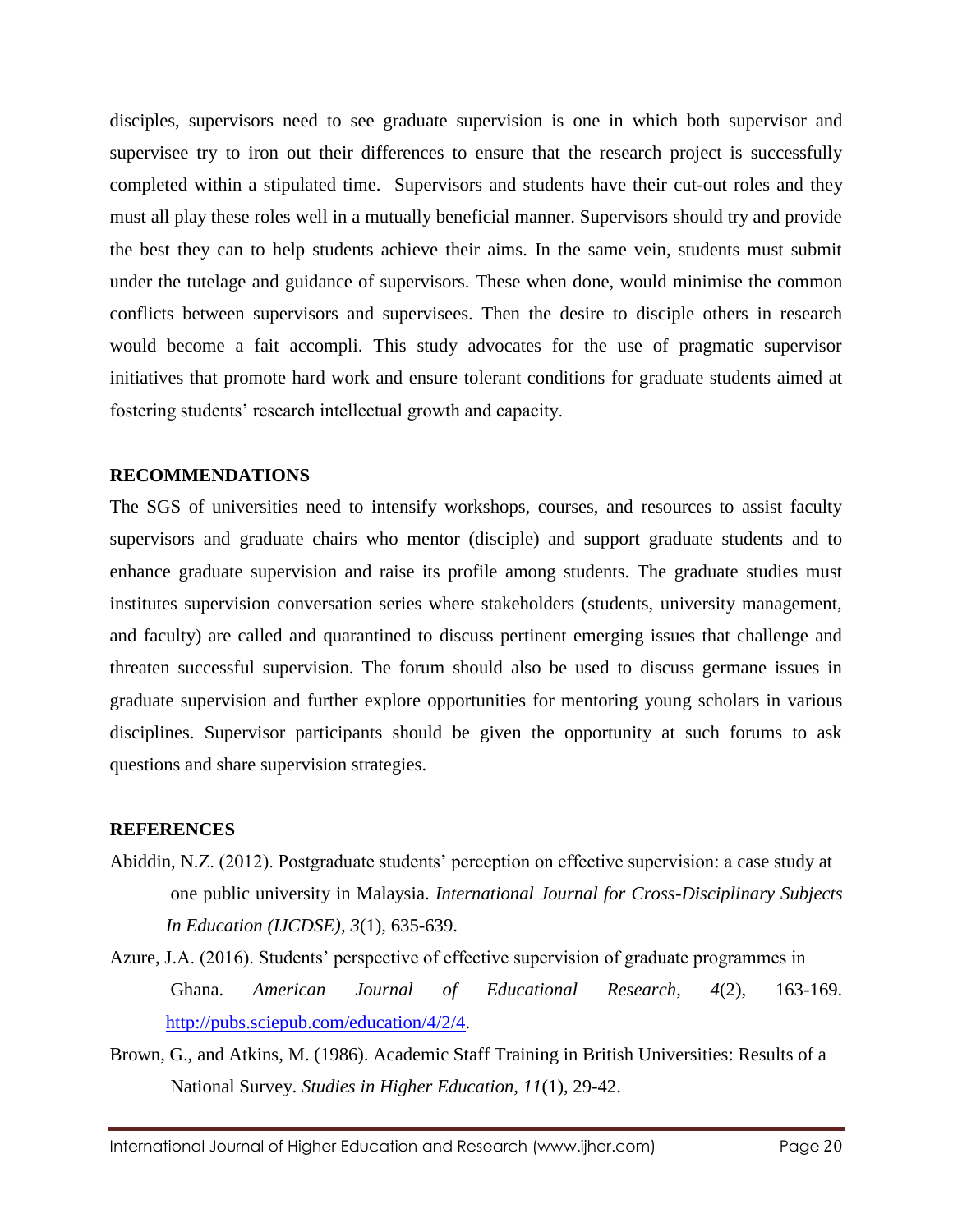disciples, supervisors need to see graduate supervision is one in which both supervisor and supervisee try to iron out their differences to ensure that the research project is successfully completed within a stipulated time. Supervisors and students have their cut-out roles and they must all play these roles well in a mutually beneficial manner. Supervisors should try and provide the best they can to help students achieve their aims. In the same vein, students must submit under the tutelage and guidance of supervisors. These when done, would minimise the common conflicts between supervisors and supervisees. Then the desire to disciple others in research would become a fait accompli. This study advocates for the use of pragmatic supervisor initiatives that promote hard work and ensure tolerant conditions for graduate students aimed at fostering students' research intellectual growth and capacity.

## RECOMMENDATIONS

The SGS of universities need to intensify workshops, courses, and resources to assist faculty supervisors and graduate chairs who mentor (disciple) and support graduate students and to enhance graduate supervision and raise its profile among students. The graduate studies must institutes supervision conversation series where stakeholders (students, university management, and faculty) are called and quarantined to discuss pertinent emerging issues that challenge and threaten successful supervision. The forum should also be used to discuss germane issues in graduate supervision and further explore opportunities for mentoring young scholars in various disciplines. Supervisor participants should be given the opportunity at such forums to ask questions and share supervision strategies.

## REFERENCES

Abiddin, N.Z. (2012). Postgraduate students' perception on effective supervision: a case study at one public university in Malaysia. *International Journal for Cross-Disciplinary Subjects In Education (IJCDSE), 3*(1), 635-639.

Azure, J.A. (2016). Students' perspective of effective supervision of graduate programmes in Ghana. *American Journal of Educational Research, 4*(2), 163-169. http://pubs.sciepub.com/education/4/2/4.

Brown, G., and Atkins, M. (1986). Academic Staff Training in British Universities: Results of a National Survey. *Studies in Higher Education, 11*(1), 29-42.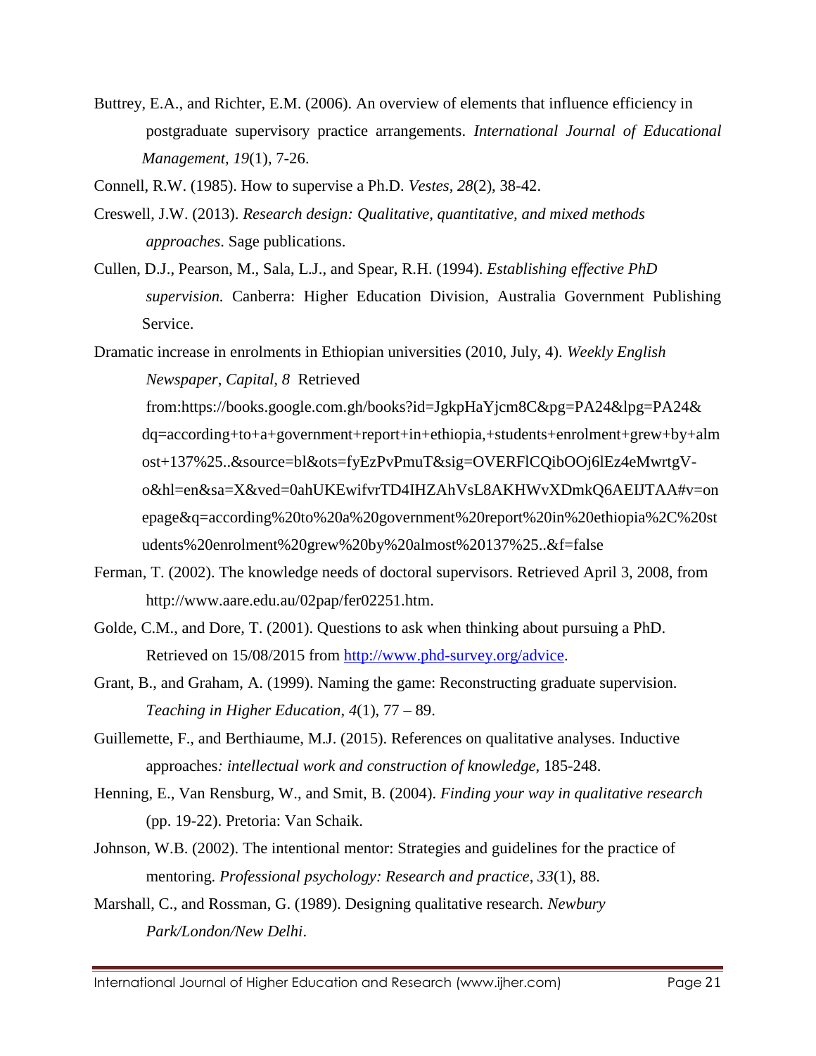Buttrey, E.A., and Richter, E.M. (2006). An overview of elements that influence efficiency in postgraduate supervisory practice arrangements. *International Journal of Educational Management, 19*(1), 7-26.

Connell, R.W. (1985). How to supervise a Ph.D. *Vestes, 28*(2), 38-42.

Creswell, J.W. (2013). *Research design: Qualitative, quantitative, and mixed methods approaches.* Sage publications.

Cullen, D.J., Pearson, M., Sala, L.J., and Spear, R.H. (1994). *Establishing effective PhD supervision.* Canberra: Higher Education Division, Australia Government Publishing Service.

Dramatic increase in enrolments in Ethiopian universities (2010, July, 4). *Weekly English Newspaper, Capital, 8* Retrieved from:https://books.google.com.gh/books?id=JgkpHaYjcm8C&pg=PA24&lpg=PA24&dq=according+to+a+government+report+in+ethiopia,+students+enrolment+grew+by+almost+137%25..&source=bl&ots=fyEzPvPmuT&sig=OVERFlCQibOOj6lEz4eMwrtgV-o&hl=en&sa=X&ved=0ahUKEwifvrTD4IHZAhVsL8AKHWvXDmkQ6AEIJTAA#v=onepage&q=according%20to%20a%20government%20report%20in%20ethiopia%2C%20students%20enrolment%20grew%20by%20almost%20137%25..&f=false

Ferman, T. (2002). The knowledge needs of doctoral supervisors. Retrieved April 3, 2008, from http://www.aare.edu.au/02pap/fer02251.htm.

Golde, C.M., and Dore, T. (2001). Questions to ask when thinking about pursuing a PhD. Retrieved on 15/08/2015 from http://www.phd-survey.org/advice.

Grant, B., and Graham, A. (1999). Naming the game: Reconstructing graduate supervision. *Teaching in Higher Education*, *4*(1), 77 – 89.

Guillemette, F., and Berthiaume, M.J. (2015). References on qualitative analyses. Inductive approaches*: intellectual work and construction of knowledge*, 185-248.

Henning, E., Van Rensburg, W., and Smit, B. (2004). *Finding your way in qualitative research* (pp. 19-22). Pretoria: Van Schaik.

Johnson, W.B. (2002). The intentional mentor: Strategies and guidelines for the practice of mentoring. *Professional psychology: Research and practice*, *33*(1), 88.

Marshall, C., and Rossman, G. (1989). Designing qualitative research. *Newbury Park/London/New Delhi*.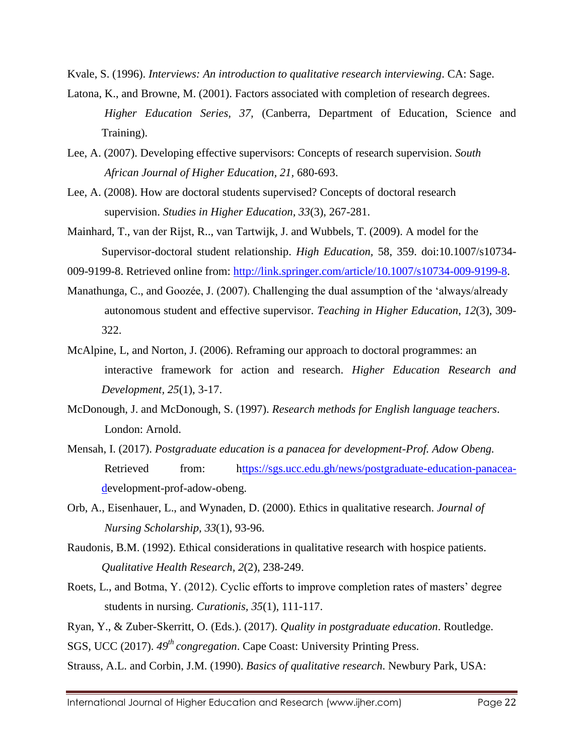Kvale, S. (1996). *Interviews: An introduction to qualitative research interviewing*. CA: Sage.

Latona, K., and Browne, M. (2001). Factors associated with completion of research degrees. *Higher Education Series, 37,* (Canberra, Department of Education, Science and Training).

Lee, A. (2007). Developing effective supervisors: Concepts of research supervision. *South African Journal of Higher Education, 21,* 680-693.

Lee, A. (2008). How are doctoral students supervised? Concepts of doctoral research supervision. *Studies in Higher Education, 33*(3), 267-281.

Mainhard, T., van der Rijst, R.., van Tartwijk, J. and Wubbels, T. (2009). A model for the Supervisor-doctoral student relationship. *High Education,* 58, 359. doi:10.1007/s10734-009-9199-8. Retrieved online from: http://link.springer.com/article/10.1007/s10734-009-9199-8.

Manathunga, C., and Goozée, J. (2007). Challenging the dual assumption of the 'always/already autonomous student and effective supervisor. *Teaching in Higher Education*, *12*(3), 309-322.

McAlpine, L, and Norton, J. (2006). Reframing our approach to doctoral programmes: an interactive framework for action and research. *Higher Education Research and Development*, *25*(1), 3-17.

McDonough, J. and McDonough, S. (1997). *Research methods for English language teachers*. London: Arnold.

Mensah, I. (2017). *Postgraduate education is a panacea for development-Prof. Adow Obeng.* Retrieved from: https://sgs.ucc.edu.gh/news/postgraduate-education-panacea-development-prof-adow-obeng.

Orb, A., Eisenhauer, L., and Wynaden, D. (2000). Ethics in qualitative research. *Journal of Nursing Scholarship, 33*(1), 93-96.

Raudonis, B.M. (1992). Ethical considerations in qualitative research with hospice patients. *Qualitative Health Research, 2*(2), 238-249.

Roets, L., and Botma, Y. (2012). Cyclic efforts to improve completion rates of masters' degree students in nursing. *Curationis, 35*(1), 111-117.

Ryan, Y., & Zuber-Skerritt, O. (Eds.). (2017). *Quality in postgraduate education*. Routledge.

SGS, UCC (2017). *49th congregation*. Cape Coast: University Printing Press.

Strauss, A.L. and Corbin, J.M. (1990). *Basics of qualitative research.* Newbury Park, USA: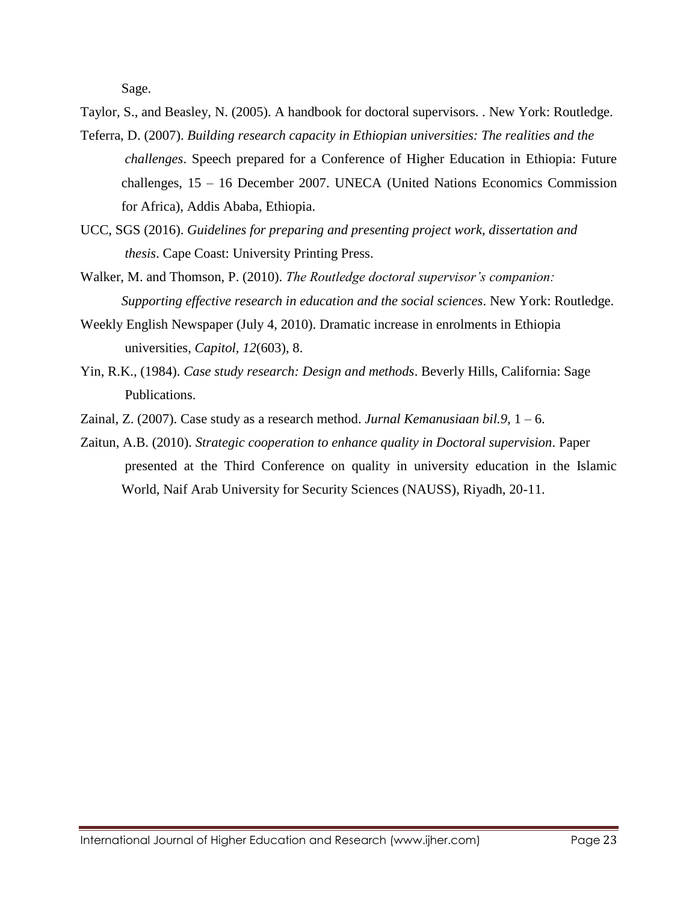Sage.

Taylor, S., and Beasley, N. (2005). A handbook for doctoral supervisors. . New York: Routledge.

Teferra, D. (2007). *Building research capacity in Ethiopian universities: The realities and the challenges*. Speech prepared for a Conference of Higher Education in Ethiopia: Future challenges, 15 – 16 December 2007. UNECA (United Nations Economics Commission for Africa), Addis Ababa, Ethiopia.

UCC, SGS (2016). *Guidelines for preparing and presenting project work, dissertation and thesis*. Cape Coast: University Printing Press.

Walker, M. and Thomson, P. (2010). *The Routledge doctoral supervisor's companion: Supporting effective research in education and the social sciences*. New York: Routledge.

Weekly English Newspaper (July 4, 2010). Dramatic increase in enrolments in Ethiopia universities, *Capitol*, *12*(603), 8.

Yin, R.K., (1984). *Case study research: Design and methods*. Beverly Hills, California: Sage Publications.

Zainal, Z. (2007). Case study as a research method. *Jurnal Kemanusiaan bil.9,* 1 – 6.

Zaitun, A.B. (2010). *Strategic cooperation to enhance quality in Doctoral supervision*. Paper presented at the Third Conference on quality in university education in the Islamic World, Naif Arab University for Security Sciences (NAUSS), Riyadh, 20-11.